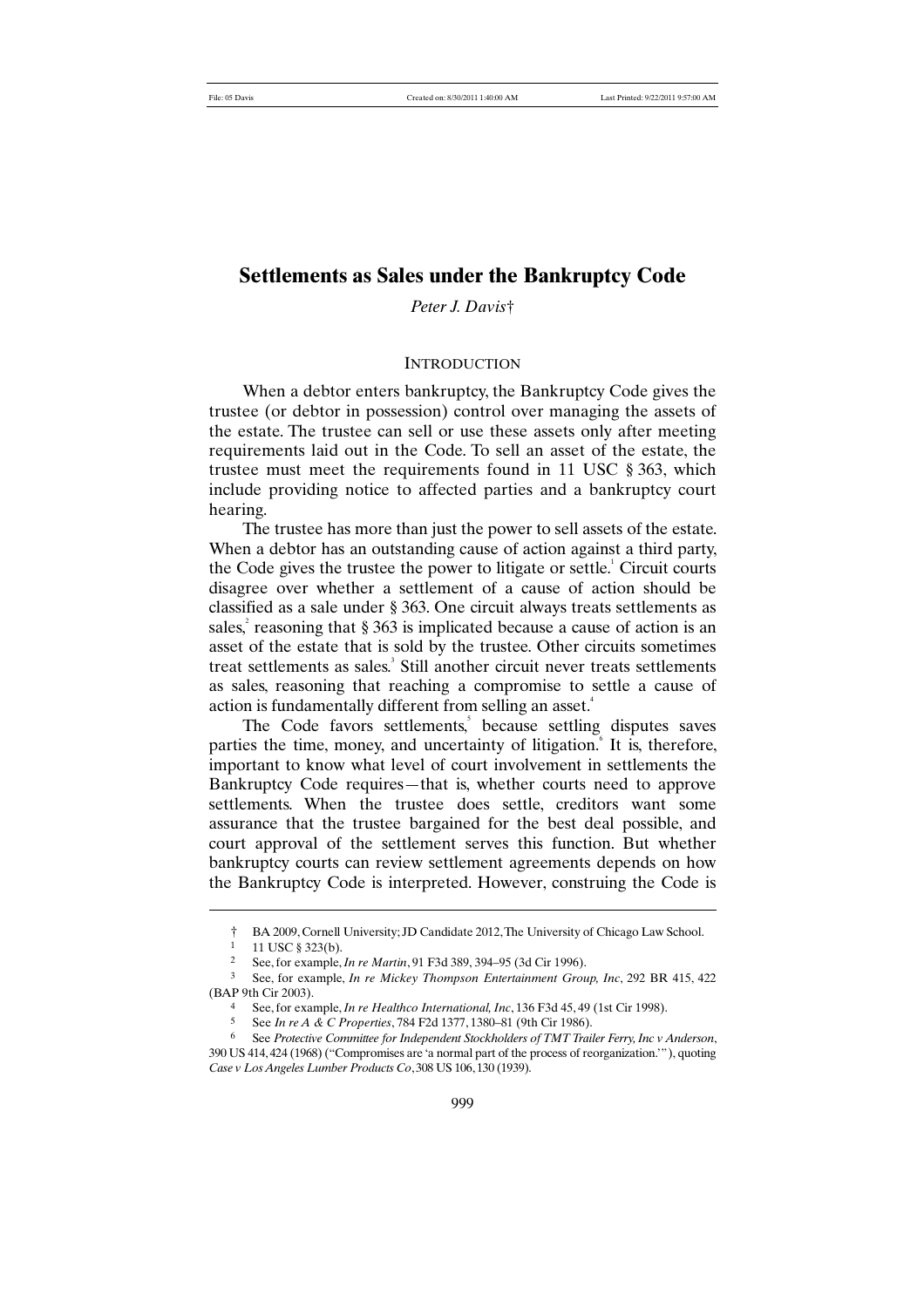# Settlements as Sales under the Bankruptcy Code

*Peter J. Davis*†

## Introduction

When a debtor enters bankruptcy, the Bankruptcy Code gives the trustee (or debtor in possession) control over managing the assets of the estate. The trustee can sell or use these assets only after meeting requirements laid out in the Code. To sell an asset of the estate, the trustee must meet the requirements found in 11 USC § 363, which include providing notice to affected parties and a bankruptcy court hearing.

The trustee has more than just the power to sell assets of the estate. When a debtor has an outstanding cause of action against a third party, the Code gives the trustee the power to litigate or settle.[1] Circuit courts disagree over whether a settlement of a cause of action should be classified as a sale under § 363. One circuit always treats settlements as sales,[2] reasoning that § 363 is implicated because a cause of action is an asset of the estate that is sold by the trustee. Other circuits sometimes treat settlements as sales.[3] Still another circuit never treats settlements as sales, reasoning that reaching a compromise to settle a cause of action is fundamentally different from selling an asset.[4]

The Code favors settlements,[5] because settling disputes saves parties the time, money, and uncertainty of litigation.[6] It is, therefore, important to know what level of court involvement in settlements the Bankruptcy Code requires—that is, whether courts need to approve settlements. When the trustee does settle, creditors want some assurance that the trustee bargained for the best deal possible, and court approval of the settlement serves this function. But whether bankruptcy courts can review settlement agreements depends on how the Bankruptcy Code is interpreted. However, construing the Code is

---

† BA 2009, Cornell University; JD Candidate 2012, The University of Chicago Law School.

1 11 USC § 323(b).

2 See, for example, *In re Martin*, 91 F3d 389, 394–95 (3d Cir 1996).

3 See, for example, *In re Mickey Thompson Entertainment Group, Inc*, 292 BR 415, 422 (BAP 9th Cir 2003).

4 See, for example, *In re Healthco International, Inc*, 136 F3d 45, 49 (1st Cir 1998).

5 See *In re A & C Properties*, 784 F2d 1377, 1380–81 (9th Cir 1986).

6 See *Protective Committee for Independent Stockholders of TMT Trailer Ferry, Inc v Anderson*, 390 US 414, 424 (1968) ("Compromises are 'a normal part of the process of reorganization.'"), quoting *Case v Los Angeles Lumber Products Co*, 308 US 106, 130 (1939).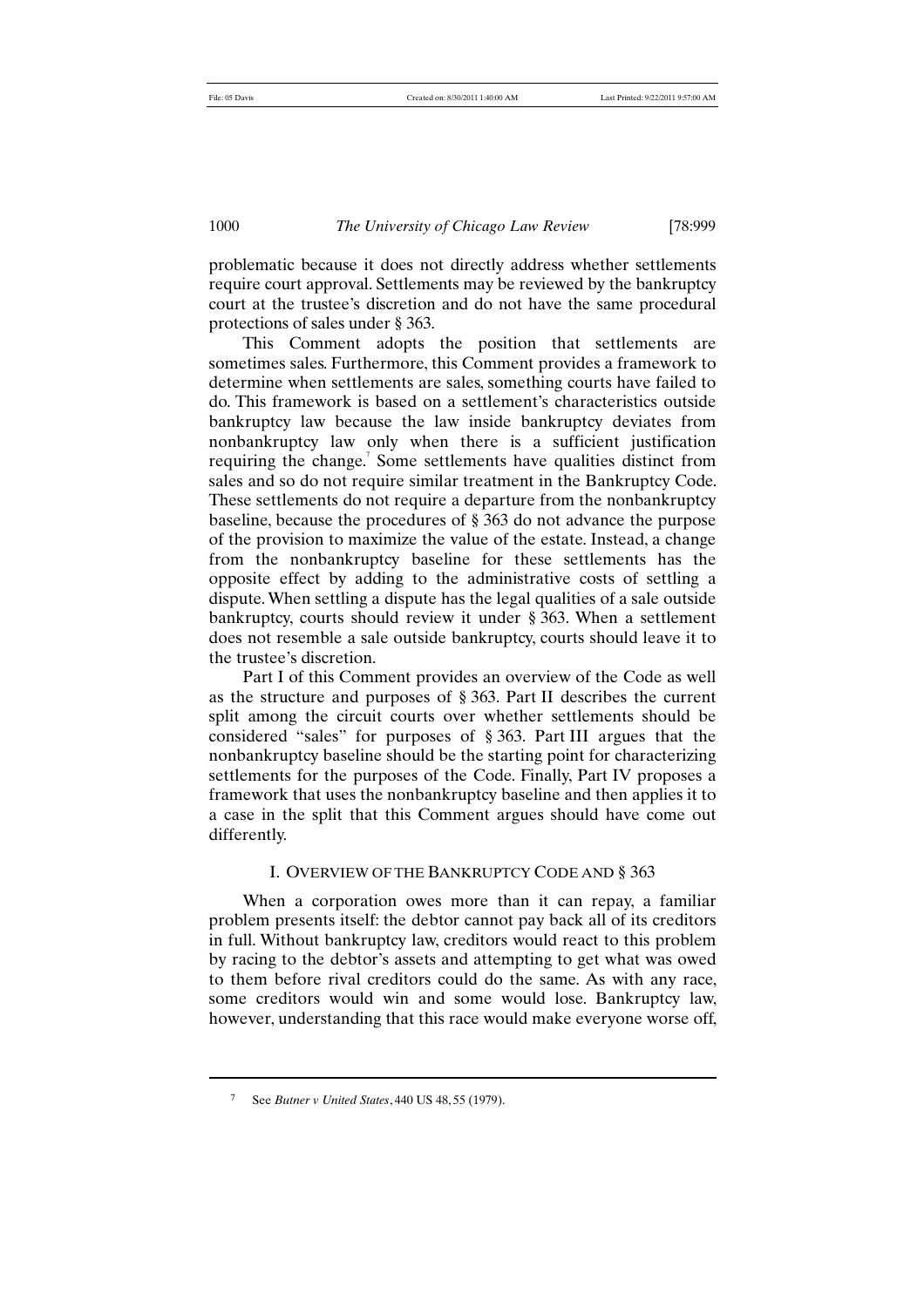problematic because it does not directly address whether settlements require court approval. Settlements may be reviewed by the bankruptcy court at the trustee's discretion and do not have the same procedural protections of sales under § 363.

This Comment adopts the position that settlements are sometimes sales. Furthermore, this Comment provides a framework to determine when settlements are sales, something courts have failed to do. This framework is based on a settlement's characteristics outside bankruptcy law because the law inside bankruptcy deviates from nonbankruptcy law only when there is a sufficient justification requiring the change.[7] Some settlements have qualities distinct from sales and so do not require similar treatment in the Bankruptcy Code. These settlements do not require a departure from the nonbankruptcy baseline, because the procedures of § 363 do not advance the purpose of the provision to maximize the value of the estate. Instead, a change from the nonbankruptcy baseline for these settlements has the opposite effect by adding to the administrative costs of settling a dispute. When settling a dispute has the legal qualities of a sale outside bankruptcy, courts should review it under § 363. When a settlement does not resemble a sale outside bankruptcy, courts should leave it to the trustee's discretion.

Part I of this Comment provides an overview of the Code as well as the structure and purposes of § 363. Part II describes the current split among the circuit courts over whether settlements should be considered "sales" for purposes of § 363. Part III argues that the nonbankruptcy baseline should be the starting point for characterizing settlements for the purposes of the Code. Finally, Part IV proposes a framework that uses the nonbankruptcy baseline and then applies it to a case in the split that this Comment argues should have come out differently.

## I. Overview of the Bankruptcy Code and § 363

When a corporation owes more than it can repay, a familiar problem presents itself: the debtor cannot pay back all of its creditors in full. Without bankruptcy law, creditors would react to this problem by racing to the debtor's assets and attempting to get what was owed to them before rival creditors could do the same. As with any race, some creditors would win and some would lose. Bankruptcy law, however, understanding that this race would make everyone worse off,

---

[7] See *Butner v United States*, 440 US 48, 55 (1979).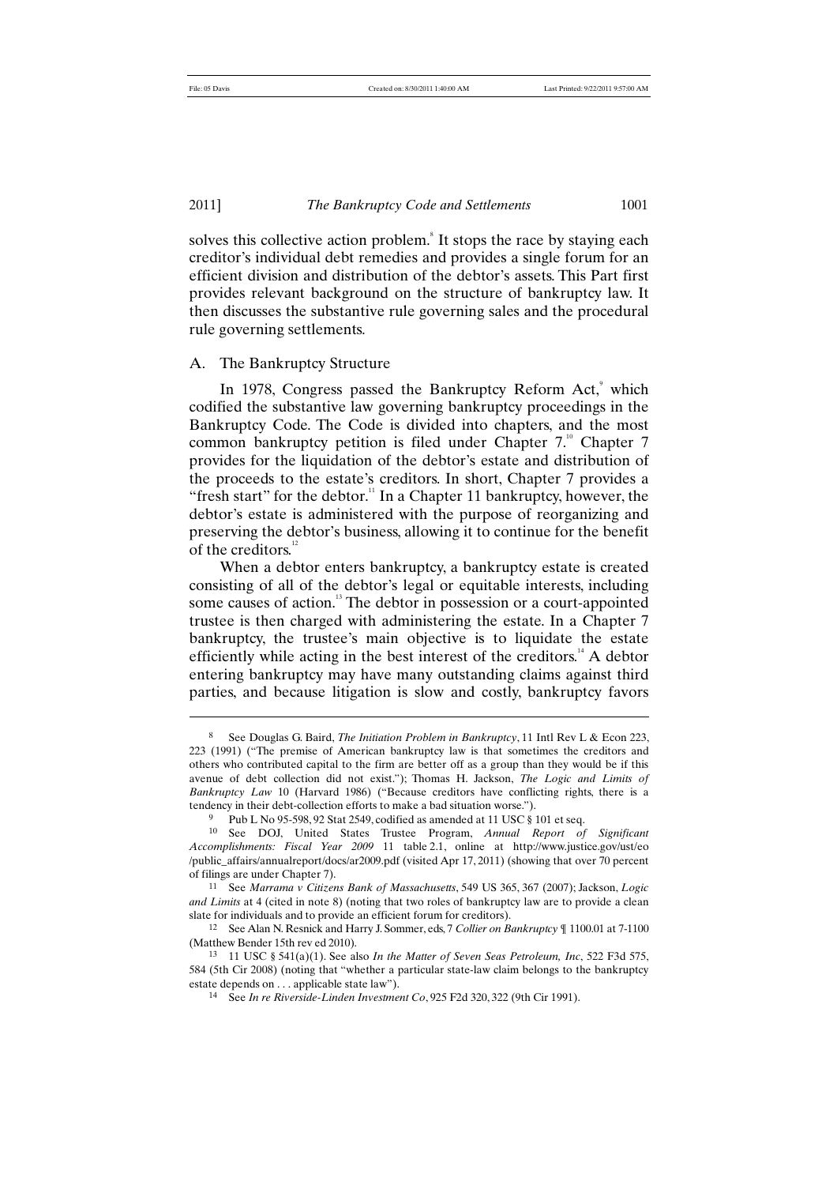solves this collective action problem.[8] It stops the race by staying each creditor's individual debt remedies and provides a single forum for an efficient division and distribution of the debtor's assets. This Part first provides relevant background on the structure of bankruptcy law. It then discusses the substantive rule governing sales and the procedural rule governing settlements.

## A. The Bankruptcy Structure

In 1978, Congress passed the Bankruptcy Reform Act,[9] which codified the substantive law governing bankruptcy proceedings in the Bankruptcy Code. The Code is divided into chapters, and the most common bankruptcy petition is filed under Chapter 7.[10] Chapter 7 provides for the liquidation of the debtor's estate and distribution of the proceeds to the estate's creditors. In short, Chapter 7 provides a "fresh start" for the debtor.[11] In a Chapter 11 bankruptcy, however, the debtor's estate is administered with the purpose of reorganizing and preserving the debtor's business, allowing it to continue for the benefit of the creditors.[12]

When a debtor enters bankruptcy, a bankruptcy estate is created consisting of all of the debtor's legal or equitable interests, including some causes of action.[13] The debtor in possession or a court-appointed trustee is then charged with administering the estate. In a Chapter 7 bankruptcy, the trustee's main objective is to liquidate the estate efficiently while acting in the best interest of the creditors.[14] A debtor entering bankruptcy may have many outstanding claims against third parties, and because litigation is slow and costly, bankruptcy favors

---

[8] See Douglas G. Baird, *The Initiation Problem in Bankruptcy*, 11 Intl Rev L & Econ 223, 223 (1991) ("The premise of American bankruptcy law is that sometimes the creditors and others who contributed capital to the firm are better off as a group than they would be if this avenue of debt collection did not exist."); Thomas H. Jackson, *The Logic and Limits of Bankruptcy Law* 10 (Harvard 1986) ("Because creditors have conflicting rights, there is a tendency in their debt-collection efforts to make a bad situation worse.").

[9] Pub L No 95-598, 92 Stat 2549, codified as amended at 11 USC § 101 et seq.

[10] See DOJ, United States Trustee Program, *Annual Report of Significant Accomplishments: Fiscal Year 2009* 11 table 2.1, online at http://www.justice.gov/ust/eo/public_affairs/annualreport/docs/ar2009.pdf (visited Apr 17, 2011) (showing that over 70 percent of filings are under Chapter 7).

[11] See *Marrama v Citizens Bank of Massachusetts*, 549 US 365, 367 (2007); Jackson, *Logic and Limits* at 4 (cited in note 8) (noting that two roles of bankruptcy law are to provide a clean slate for individuals and to provide an efficient forum for creditors).

[12] See Alan N. Resnick and Harry J. Sommer, eds, 7 *Collier on Bankruptcy* ¶ 1100.01 at 7-1100 (Matthew Bender 15th rev ed 2010).

[13] 11 USC § 541(a)(1). See also *In the Matter of Seven Seas Petroleum, Inc*, 522 F3d 575, 584 (5th Cir 2008) (noting that "whether a particular state-law claim belongs to the bankruptcy estate depends on . . . applicable state law").

[14] See *In re Riverside-Linden Investment Co*, 925 F2d 320, 322 (9th Cir 1991).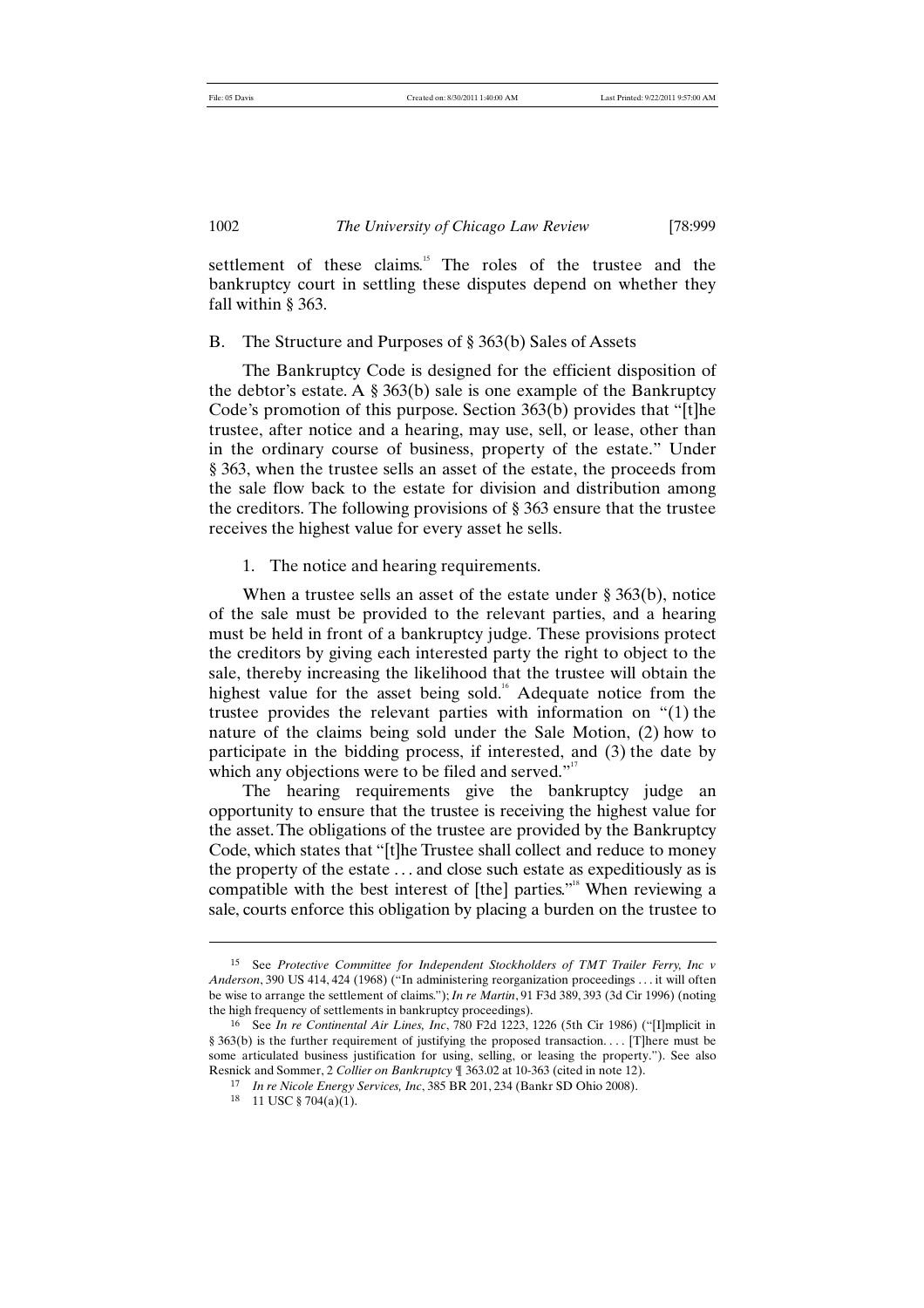settlement of these claims.[15] The roles of the trustee and the bankruptcy court in settling these disputes depend on whether they fall within § 363.

## B. The Structure and Purposes of § 363(b) Sales of Assets

The Bankruptcy Code is designed for the efficient disposition of the debtor's estate. A § 363(b) sale is one example of the Bankruptcy Code's promotion of this purpose. Section 363(b) provides that "[t]he trustee, after notice and a hearing, may use, sell, or lease, other than in the ordinary course of business, property of the estate." Under § 363, when the trustee sells an asset of the estate, the proceeds from the sale flow back to the estate for division and distribution among the creditors. The following provisions of § 363 ensure that the trustee receives the highest value for every asset he sells.

### 1. The notice and hearing requirements.

When a trustee sells an asset of the estate under § 363(b), notice of the sale must be provided to the relevant parties, and a hearing must be held in front of a bankruptcy judge. These provisions protect the creditors by giving each interested party the right to object to the sale, thereby increasing the likelihood that the trustee will obtain the highest value for the asset being sold.[16] Adequate notice from the trustee provides the relevant parties with information on "(1) the nature of the claims being sold under the Sale Motion, (2) how to participate in the bidding process, if interested, and (3) the date by which any objections were to be filed and served."[17]

The hearing requirements give the bankruptcy judge an opportunity to ensure that the trustee is receiving the highest value for the asset. The obligations of the trustee are provided by the Bankruptcy Code, which states that "[t]he Trustee shall collect and reduce to money the property of the estate . . . and close such estate as expeditiously as is compatible with the best interest of [the] parties."[18] When reviewing a sale, courts enforce this obligation by placing a burden on the trustee to

---

15 See *Protective Committee for Independent Stockholders of TMT Trailer Ferry, Inc v Anderson*, 390 US 414, 424 (1968) ("In administering reorganization proceedings . . . it will often be wise to arrange the settlement of claims."); *In re Martin*, 91 F3d 389, 393 (3d Cir 1996) (noting the high frequency of settlements in bankruptcy proceedings).

16 See *In re Continental Air Lines, Inc*, 780 F2d 1223, 1226 (5th Cir 1986) ("[I]mplicit in § 363(b) is the further requirement of justifying the proposed transaction. . . . [T]here must be some articulated business justification for using, selling, or leasing the property."). See also Resnick and Sommer, 2 *Collier on Bankruptcy* ¶ 363.02 at 10-363 (cited in note 12).

17 *In re Nicole Energy Services, Inc*, 385 BR 201, 234 (Bankr SD Ohio 2008).

18 11 USC § 704(a)(1).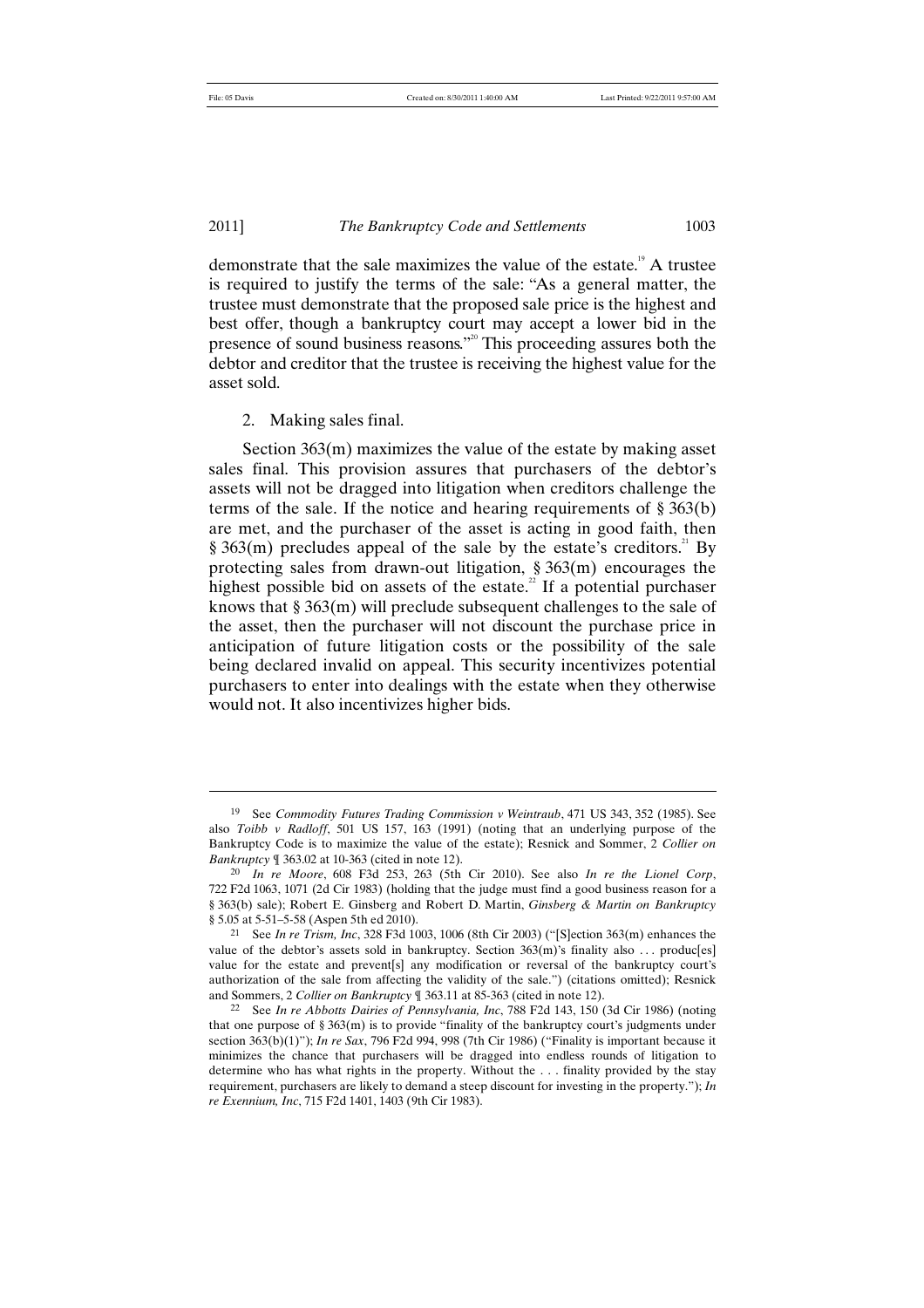demonstrate that the sale maximizes the value of the estate.[19] A trustee is required to justify the terms of the sale: "As a general matter, the trustee must demonstrate that the proposed sale price is the highest and best offer, though a bankruptcy court may accept a lower bid in the presence of sound business reasons."[20] This proceeding assures both the debtor and creditor that the trustee is receiving the highest value for the asset sold.

2. Making sales final.

Section 363(m) maximizes the value of the estate by making asset sales final. This provision assures that purchasers of the debtor's assets will not be dragged into litigation when creditors challenge the terms of the sale. If the notice and hearing requirements of § 363(b) are met, and the purchaser of the asset is acting in good faith, then § 363(m) precludes appeal of the sale by the estate's creditors.[21] By protecting sales from drawn-out litigation, § 363(m) encourages the highest possible bid on assets of the estate.[22] If a potential purchaser knows that § 363(m) will preclude subsequent challenges to the sale of the asset, then the purchaser will not discount the purchase price in anticipation of future litigation costs or the possibility of the sale being declared invalid on appeal. This security incentivizes potential purchasers to enter into dealings with the estate when they otherwise would not. It also incentivizes higher bids.

---

[19] See *Commodity Futures Trading Commission v Weintraub*, 471 US 343, 352 (1985). See also *Toibb v Radloff*, 501 US 157, 163 (1991) (noting that an underlying purpose of the Bankruptcy Code is to maximize the value of the estate); Resnick and Sommer, 2 *Collier on Bankruptcy* ¶ 363.02 at 10-363 (cited in note 12).

[20] *In re Moore*, 608 F3d 253, 263 (5th Cir 2010). See also *In re the Lionel Corp*, 722 F2d 1063, 1071 (2d Cir 1983) (holding that the judge must find a good business reason for a § 363(b) sale); Robert E. Ginsberg and Robert D. Martin, *Ginsberg & Martin on Bankruptcy* § 5.05 at 5-51–5-58 (Aspen 5th ed 2010).

[21] See *In re Trism, Inc*, 328 F3d 1003, 1006 (8th Cir 2003) ("[S]ection 363(m) enhances the value of the debtor's assets sold in bankruptcy. Section 363(m)'s finality also . . . produc[es] value for the estate and prevent[s] any modification or reversal of the bankruptcy court's authorization of the sale from affecting the validity of the sale.") (citations omitted); Resnick and Sommers, 2 *Collier on Bankruptcy* ¶ 363.11 at 85-363 (cited in note 12).

[22] See *In re Abbotts Dairies of Pennsylvania, Inc*, 788 F2d 143, 150 (3d Cir 1986) (noting that one purpose of § 363(m) is to provide "finality of the bankruptcy court's judgments under section 363(b)(1)"); *In re Sax*, 796 F2d 994, 998 (7th Cir 1986) ("Finality is important because it minimizes the chance that purchasers will be dragged into endless rounds of litigation to determine who has what rights in the property. Without the . . . finality provided by the stay requirement, purchasers are likely to demand a steep discount for investing in the property."); *In re Exennium, Inc*, 715 F2d 1401, 1403 (9th Cir 1983).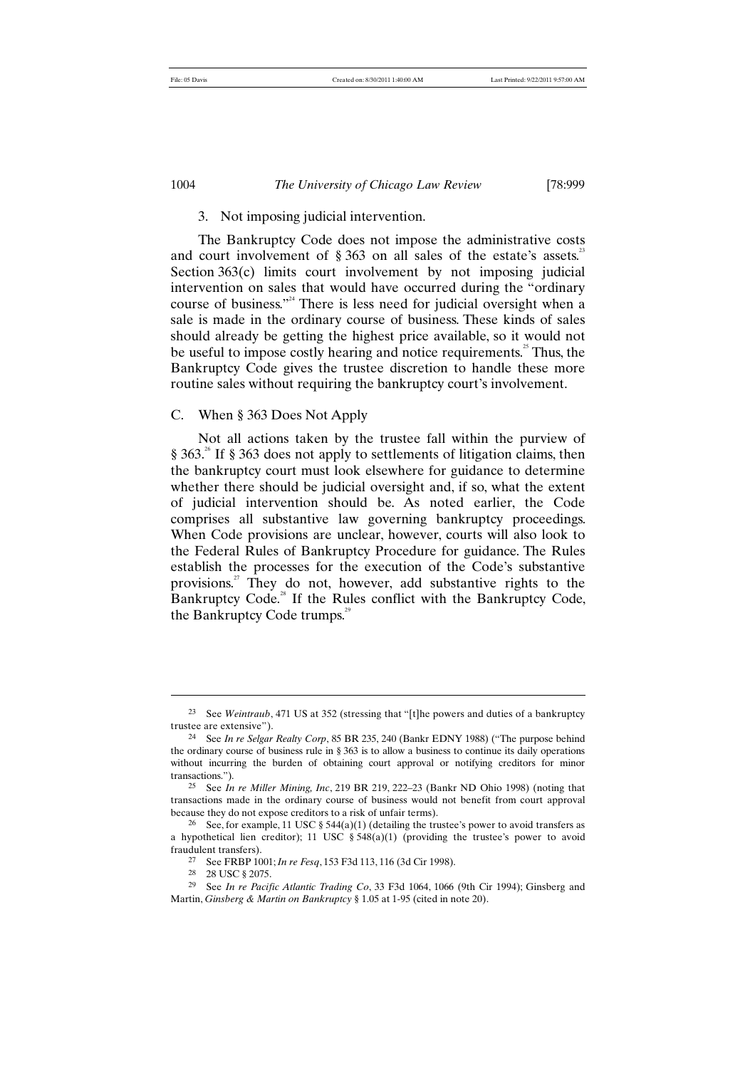### 3. Not imposing judicial intervention.

The Bankruptcy Code does not impose the administrative costs and court involvement of § 363 on all sales of the estate's assets.[23] Section 363(c) limits court involvement by not imposing judicial intervention on sales that would have occurred during the "ordinary course of business."[24] There is less need for judicial oversight when a sale is made in the ordinary course of business. These kinds of sales should already be getting the highest price available, so it would not be useful to impose costly hearing and notice requirements.[25] Thus, the Bankruptcy Code gives the trustee discretion to handle these more routine sales without requiring the bankruptcy court's involvement.

## C. When § 363 Does Not Apply

Not all actions taken by the trustee fall within the purview of § 363.[26] If § 363 does not apply to settlements of litigation claims, then the bankruptcy court must look elsewhere for guidance to determine whether there should be judicial oversight and, if so, what the extent of judicial intervention should be. As noted earlier, the Code comprises all substantive law governing bankruptcy proceedings. When Code provisions are unclear, however, courts will also look to the Federal Rules of Bankruptcy Procedure for guidance. The Rules establish the processes for the execution of the Code's substantive provisions.[27] They do not, however, add substantive rights to the Bankruptcy Code.[28] If the Rules conflict with the Bankruptcy Code, the Bankruptcy Code trumps.[29]

---

[23] See *Weintraub*, 471 US at 352 (stressing that "[t]he powers and duties of a bankruptcy trustee are extensive").

[24] See *In re Selgar Realty Corp*, 85 BR 235, 240 (Bankr EDNY 1988) ("The purpose behind the ordinary course of business rule in § 363 is to allow a business to continue its daily operations without incurring the burden of obtaining court approval or notifying creditors for minor transactions.").

[25] See *In re Miller Mining, Inc*, 219 BR 219, 222–23 (Bankr ND Ohio 1998) (noting that transactions made in the ordinary course of business would not benefit from court approval because they do not expose creditors to a risk of unfair terms).

[26] See, for example, 11 USC § 544(a)(1) (detailing the trustee's power to avoid transfers as a hypothetical lien creditor); 11 USC § 548(a)(1) (providing the trustee's power to avoid fraudulent transfers).

[27] See FRBP 1001; *In re Fesq*, 153 F3d 113, 116 (3d Cir 1998).

[28] 28 USC § 2075.

[29] See *In re Pacific Atlantic Trading Co*, 33 F3d 1064, 1066 (9th Cir 1994); Ginsberg and Martin, *Ginsberg & Martin on Bankruptcy* § 1.05 at 1-95 (cited in note 20).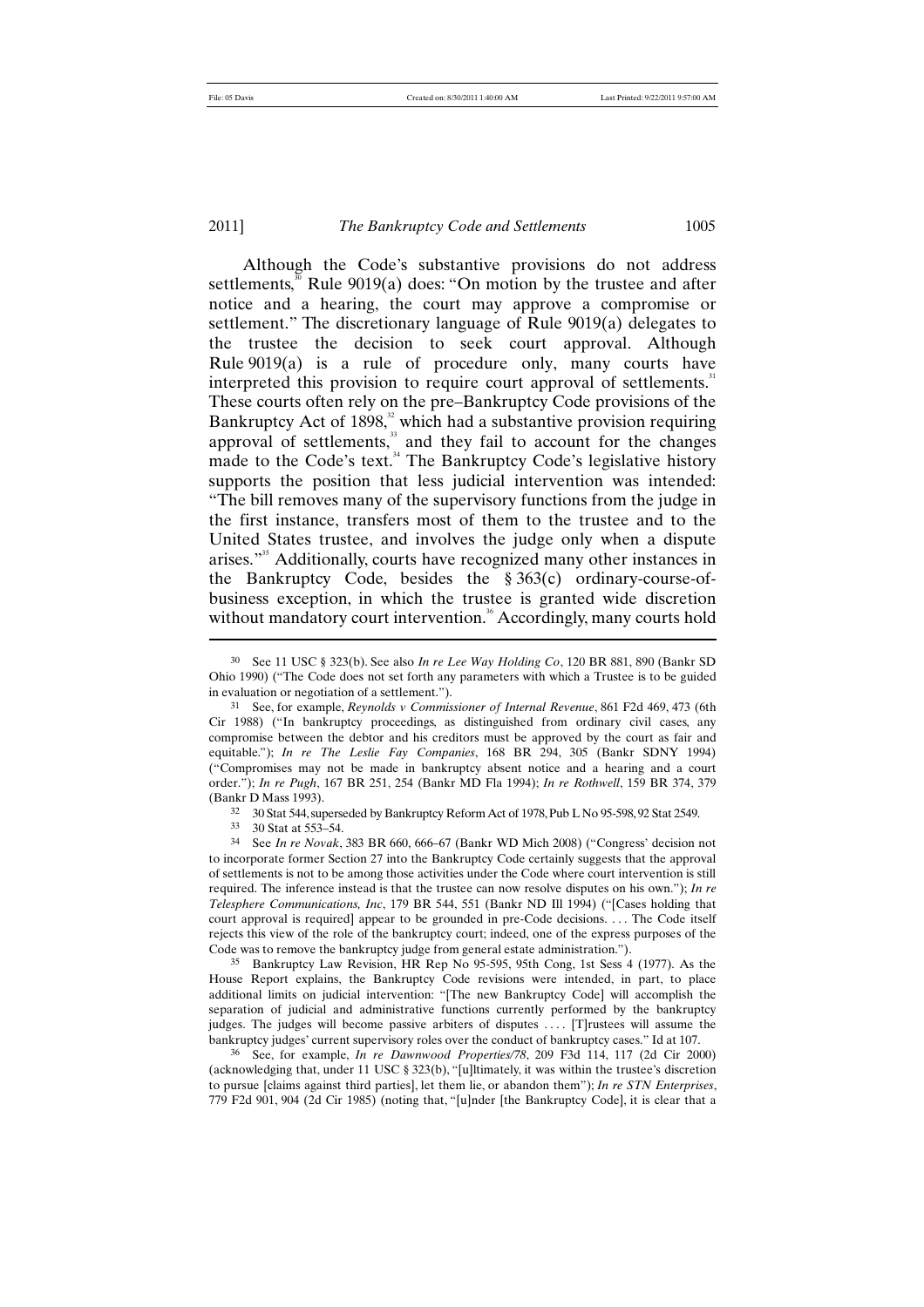Although the Code's substantive provisions do not address settlements,[30] Rule 9019(a) does: "On motion by the trustee and after notice and a hearing, the court may approve a compromise or settlement." The discretionary language of Rule 9019(a) delegates to the trustee the decision to seek court approval. Although Rule 9019(a) is a rule of procedure only, many courts have interpreted this provision to require court approval of settlements.[31] These courts often rely on the pre–Bankruptcy Code provisions of the Bankruptcy Act of 1898,[32] which had a substantive provision requiring approval of settlements,[33] and they fail to account for the changes made to the Code's text.[34] The Bankruptcy Code's legislative history supports the position that less judicial intervention was intended: "The bill removes many of the supervisory functions from the judge in the first instance, transfers most of them to the trustee and to the United States trustee, and involves the judge only when a dispute arises."[35] Additionally, courts have recognized many other instances in the Bankruptcy Code, besides the § 363(c) ordinary-course-of-business exception, in which the trustee is granted wide discretion without mandatory court intervention.[36] Accordingly, many courts hold

---

30 See 11 USC § 323(b). See also *In re Lee Way Holding Co*, 120 BR 881, 890 (Bankr SD Ohio 1990) ("The Code does not set forth any parameters with which a Trustee is to be guided in evaluation or negotiation of a settlement.").

31 See, for example, *Reynolds v Commissioner of Internal Revenue*, 861 F2d 469, 473 (6th Cir 1988) ("In bankruptcy proceedings, as distinguished from ordinary civil cases, any compromise between the debtor and his creditors must be approved by the court as fair and equitable."); *In re The Leslie Fay Companies*, 168 BR 294, 305 (Bankr SDNY 1994) ("Compromises may not be made in bankruptcy absent notice and a hearing and a court order."); *In re Pugh*, 167 BR 251, 254 (Bankr MD Fla 1994); *In re Rothwell*, 159 BR 374, 379 (Bankr D Mass 1993).

32 30 Stat 544, superseded by Bankruptcy Reform Act of 1978, Pub L No 95-598, 92 Stat 2549.

33 30 Stat at 553–54.

34 See *In re Novak*, 383 BR 660, 666–67 (Bankr WD Mich 2008) ("Congress' decision not to incorporate former Section 27 into the Bankruptcy Code certainly suggests that the approval of settlements is not to be among those activities under the Code where court intervention is still required. The inference instead is that the trustee can now resolve disputes on his own."); *In re Telesphere Communications, Inc*, 179 BR 544, 551 (Bankr ND Ill 1994) ("[Cases holding that court approval is required] appear to be grounded in pre-Code decisions. . . . The Code itself rejects this view of the role of the bankruptcy court; indeed, one of the express purposes of the Code was to remove the bankruptcy judge from general estate administration.").

35 Bankruptcy Law Revision, HR Rep No 95-595, 95th Cong, 1st Sess 4 (1977). As the House Report explains, the Bankruptcy Code revisions were intended, in part, to place additional limits on judicial intervention: "[The new Bankruptcy Code] will accomplish the separation of judicial and administrative functions currently performed by the bankruptcy judges. The judges will become passive arbiters of disputes . . . . [T]rustees will assume the bankruptcy judges' current supervisory roles over the conduct of bankruptcy cases." Id at 107.

36 See, for example, *In re Dawnwood Properties/78*, 209 F3d 114, 117 (2d Cir 2000) (acknowledging that, under 11 USC § 323(b), "[u]ltimately, it was within the trustee's discretion to pursue [claims against third parties], let them lie, or abandon them"); *In re STN Enterprises*, 779 F2d 901, 904 (2d Cir 1985) (noting that, "[u]nder [the Bankruptcy Code], it is clear that a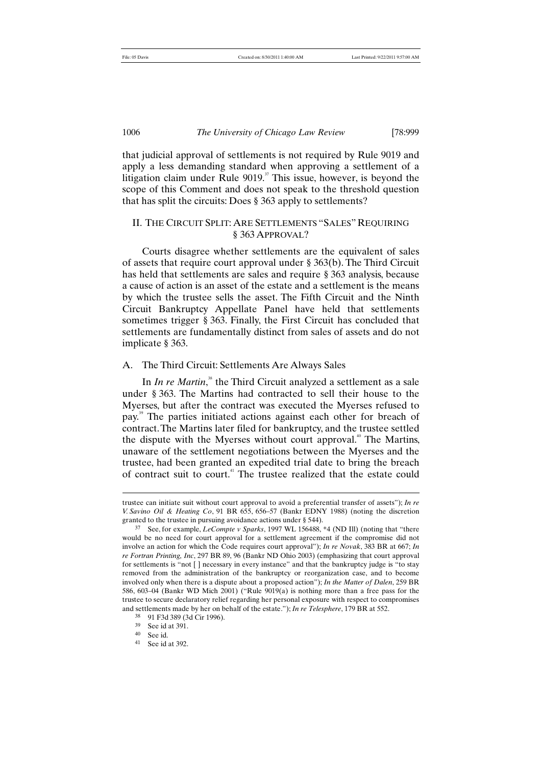that judicial approval of settlements is not required by Rule 9019 and apply a less demanding standard when approving a settlement of a litigation claim under Rule 9019.[37] This issue, however, is beyond the scope of this Comment and does not speak to the threshold question that has split the circuits: Does § 363 apply to settlements?

## II. The Circuit Split: Are Settlements "Sales" Requiring § 363 Approval?

Courts disagree whether settlements are the equivalent of sales of assets that require court approval under § 363(b). The Third Circuit has held that settlements are sales and require § 363 analysis, because a cause of action is an asset of the estate and a settlement is the means by which the trustee sells the asset. The Fifth Circuit and the Ninth Circuit Bankruptcy Appellate Panel have held that settlements sometimes trigger § 363. Finally, the First Circuit has concluded that settlements are fundamentally distinct from sales of assets and do not implicate § 363.

### A. The Third Circuit: Settlements Are Always Sales

In *In re Martin*,[38] the Third Circuit analyzed a settlement as a sale under § 363. The Martins had contracted to sell their house to the Myerses, but after the contract was executed the Myerses refused to pay.[39] The parties initiated actions against each other for breach of contract. The Martins later filed for bankruptcy, and the trustee settled the dispute with the Myerses without court approval.[40] The Martins, unaware of the settlement negotiations between the Myerses and the trustee, had been granted an expedited trial date to bring the breach of contract suit to court.[41] The trustee realized that the estate could

---

trustee can initiate suit without court approval to avoid a preferential transfer of assets"); *In re V. Savino Oil & Heating Co*, 91 BR 655, 656–57 (Bankr EDNY 1988) (noting the discretion granted to the trustee in pursuing avoidance actions under § 544).

[37] See, for example, *LeCompte v Sparks*, 1997 WL 156488, *4 (ND Ill) (noting that "there would be no need for court approval for a settlement agreement if the compromise did not involve an action for which the Code requires court approval"); *In re Novak*, 383 BR at 667; *In re Fortran Printing, Inc*, 297 BR 89, 96 (Bankr ND Ohio 2003) (emphasizing that court approval for settlements is "not [ ] necessary in every instance" and that the bankruptcy judge is "to stay removed from the administration of the bankruptcy or reorganization case, and to become involved only when there is a dispute about a proposed action"); *In the Matter of Dalen*, 259 BR 586, 603–04 (Bankr WD Mich 2001) ("Rule 9019(a) is nothing more than a free pass for the trustee to secure declaratory relief regarding her personal exposure with respect to compromises and settlements made by her on behalf of the estate."); *In re Telesphere*, 179 BR at 552.

[38] 91 F3d 389 (3d Cir 1996).

[39] See id at 391.

[40] See id.

[41] See id at 392.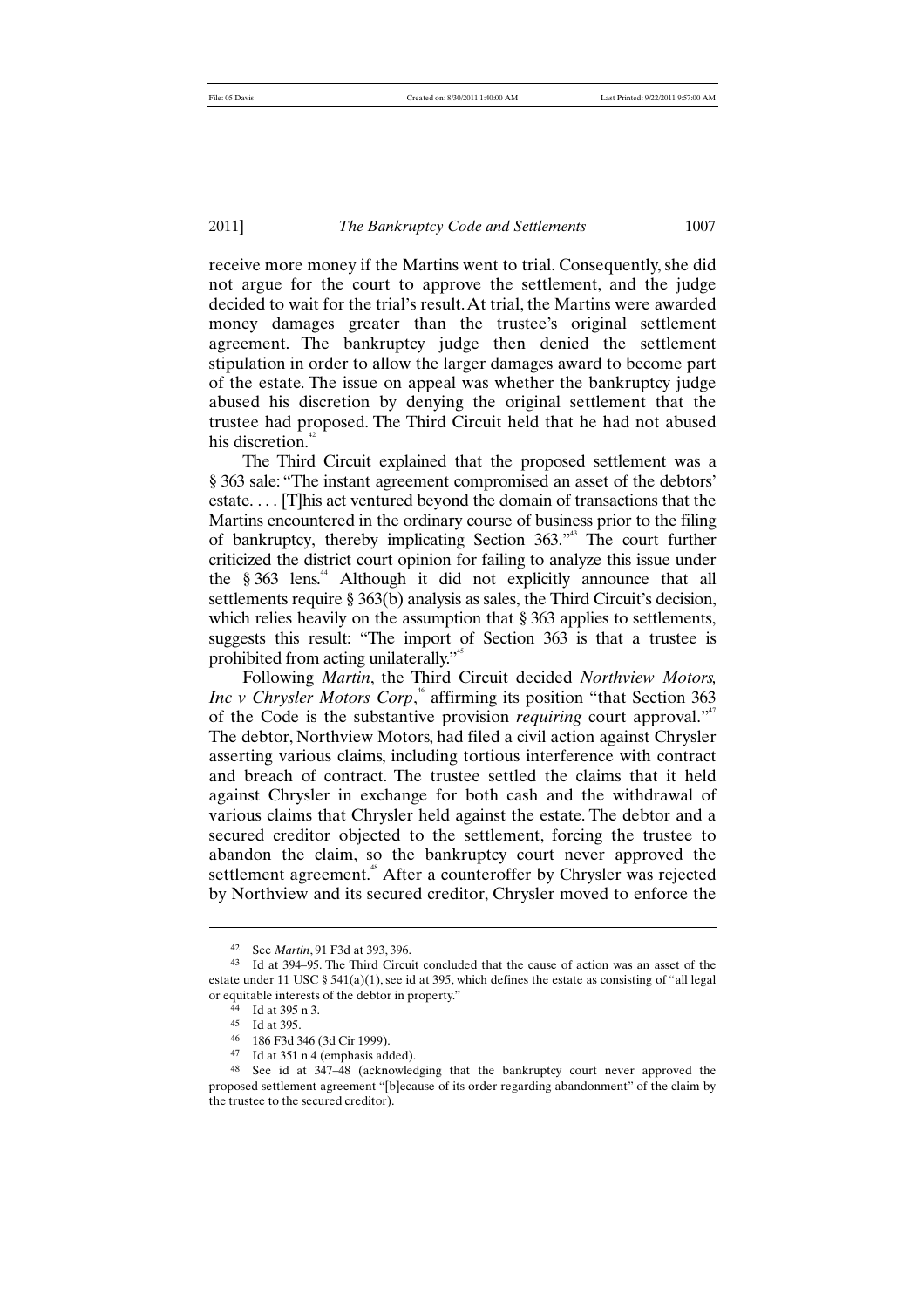receive more money if the Martins went to trial. Consequently, she did not argue for the court to approve the settlement, and the judge decided to wait for the trial's result. At trial, the Martins were awarded money damages greater than the trustee's original settlement agreement. The bankruptcy judge then denied the settlement stipulation in order to allow the larger damages award to become part of the estate. The issue on appeal was whether the bankruptcy judge abused his discretion by denying the original settlement that the trustee had proposed. The Third Circuit held that he had not abused his discretion.[42]

The Third Circuit explained that the proposed settlement was a § 363 sale: "The instant agreement compromised an asset of the debtors' estate. . . . [T]his act ventured beyond the domain of transactions that the Martins encountered in the ordinary course of business prior to the filing of bankruptcy, thereby implicating Section 363."[43] The court further criticized the district court opinion for failing to analyze this issue under the § 363 lens.[44] Although it did not explicitly announce that all settlements require § 363(b) analysis as sales, the Third Circuit's decision, which relies heavily on the assumption that § 363 applies to settlements, suggests this result: "The import of Section 363 is that a trustee is prohibited from acting unilaterally."[45]

Following *Martin*, the Third Circuit decided *Northview Motors, Inc v Chrysler Motors Corp*,[46] affirming its position "that Section 363 of the Code is the substantive provision *requiring* court approval."[47] The debtor, Northview Motors, had filed a civil action against Chrysler asserting various claims, including tortious interference with contract and breach of contract. The trustee settled the claims that it held against Chrysler in exchange for both cash and the withdrawal of various claims that Chrysler held against the estate. The debtor and a secured creditor objected to the settlement, forcing the trustee to abandon the claim, so the bankruptcy court never approved the settlement agreement.[48] After a counteroffer by Chrysler was rejected by Northview and its secured creditor, Chrysler moved to enforce the

---

[42] See *Martin*, 91 F3d at 393, 396.

[43] Id at 394–95. The Third Circuit concluded that the cause of action was an asset of the estate under 11 USC § 541(a)(1), see id at 395, which defines the estate as consisting of "all legal or equitable interests of the debtor in property."

[44] Id at 395 n 3.

[45] Id at 395.

[46] 186 F3d 346 (3d Cir 1999).

[47] Id at 351 n 4 (emphasis added).

[48] See id at 347–48 (acknowledging that the bankruptcy court never approved the proposed settlement agreement "[b]ecause of its order regarding abandonment" of the claim by the trustee to the secured creditor).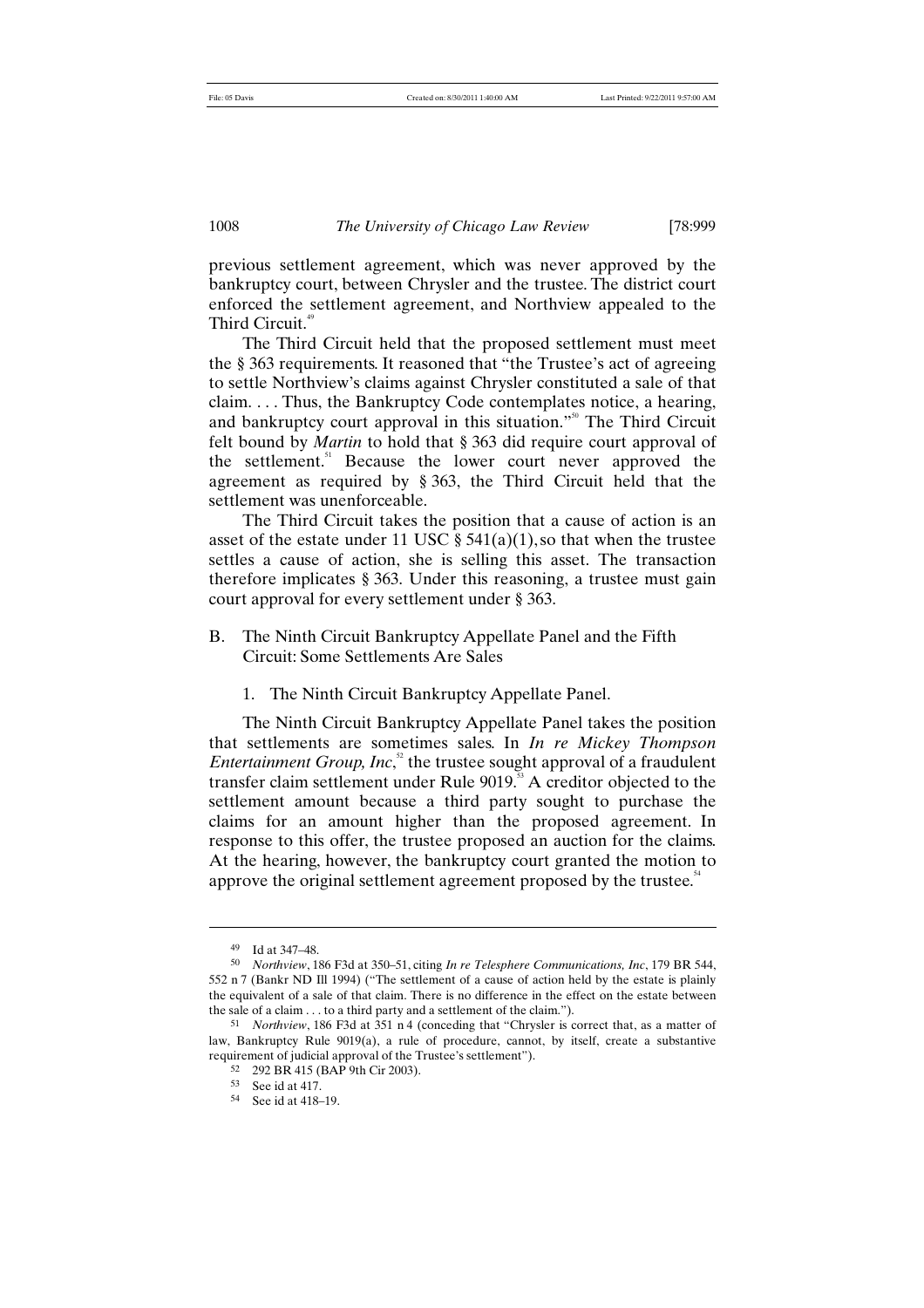previous settlement agreement, which was never approved by the bankruptcy court, between Chrysler and the trustee. The district court enforced the settlement agreement, and Northview appealed to the Third Circuit.[49]

The Third Circuit held that the proposed settlement must meet the § 363 requirements. It reasoned that "the Trustee's act of agreeing to settle Northview's claims against Chrysler constituted a sale of that claim. . . . Thus, the Bankruptcy Code contemplates notice, a hearing, and bankruptcy court approval in this situation."[50] The Third Circuit felt bound by *Martin* to hold that § 363 did require court approval of the settlement.[51] Because the lower court never approved the agreement as required by § 363, the Third Circuit held that the settlement was unenforceable.

The Third Circuit takes the position that a cause of action is an asset of the estate under 11 USC § 541(a)(1), so that when the trustee settles a cause of action, she is selling this asset. The transaction therefore implicates § 363. Under this reasoning, a trustee must gain court approval for every settlement under § 363.

### B. The Ninth Circuit Bankruptcy Appellate Panel and the Fifth Circuit: Some Settlements Are Sales

#### 1. The Ninth Circuit Bankruptcy Appellate Panel.

The Ninth Circuit Bankruptcy Appellate Panel takes the position that settlements are sometimes sales. In *In re Mickey Thompson Entertainment Group, Inc*,[52] the trustee sought approval of a fraudulent transfer claim settlement under Rule 9019.[53] A creditor objected to the settlement amount because a third party sought to purchase the claims for an amount higher than the proposed agreement. In response to this offer, the trustee proposed an auction for the claims. At the hearing, however, the bankruptcy court granted the motion to approve the original settlement agreement proposed by the trustee.[54]

---

49 Id at 347–48.

50 *Northview*, 186 F3d at 350–51, citing *In re Telesphere Communications, Inc*, 179 BR 544, 552 n 7 (Bankr ND Ill 1994) ("The settlement of a cause of action held by the estate is plainly the equivalent of a sale of that claim. There is no difference in the effect on the estate between the sale of a claim . . . to a third party and a settlement of the claim.").

51 *Northview*, 186 F3d at 351 n 4 (conceding that "Chrysler is correct that, as a matter of law, Bankruptcy Rule 9019(a), a rule of procedure, cannot, by itself, create a substantive requirement of judicial approval of the Trustee's settlement").

52 292 BR 415 (BAP 9th Cir 2003).

53 See id at 417.

54 See id at 418–19.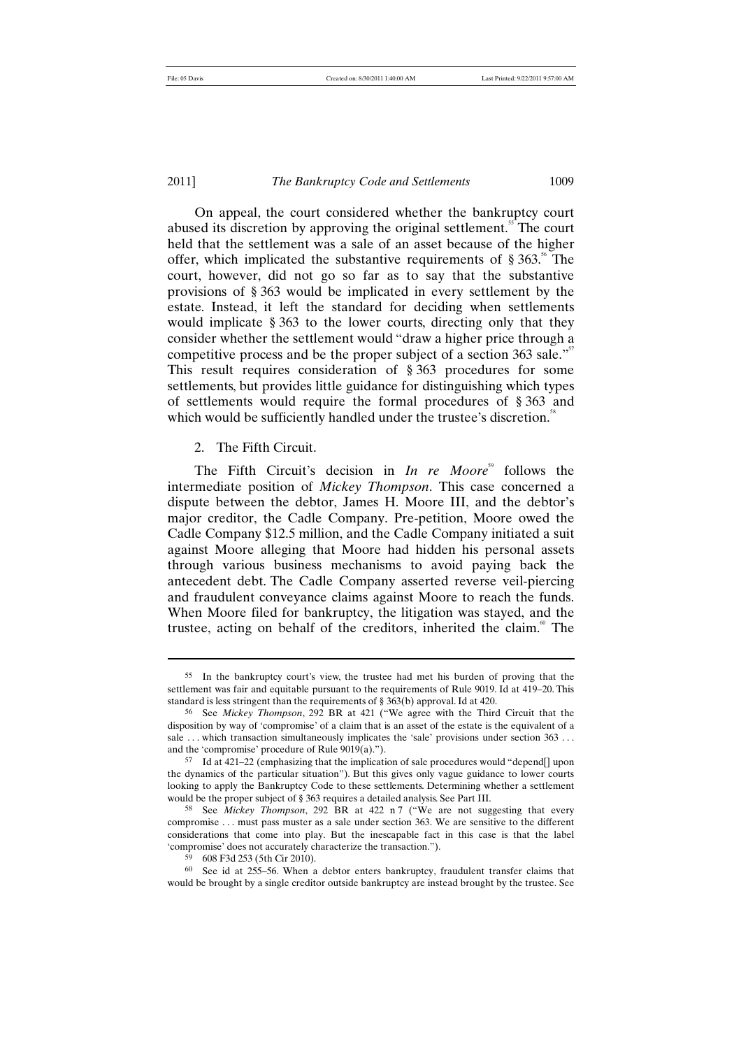On appeal, the court considered whether the bankruptcy court abused its discretion by approving the original settlement.[55] The court held that the settlement was a sale of an asset because of the higher offer, which implicated the substantive requirements of § 363.[56] The court, however, did not go so far as to say that the substantive provisions of § 363 would be implicated in every settlement by the estate. Instead, it left the standard for deciding when settlements would implicate § 363 to the lower courts, directing only that they consider whether the settlement would "draw a higher price through a competitive process and be the proper subject of a section 363 sale."[57] This result requires consideration of § 363 procedures for some settlements, but provides little guidance for distinguishing which types of settlements would require the formal procedures of § 363 and which would be sufficiently handled under the trustee's discretion.[58]

2. The Fifth Circuit.

The Fifth Circuit's decision in *In re Moore*[59] follows the intermediate position of *Mickey Thompson*. This case concerned a dispute between the debtor, James H. Moore III, and the debtor's major creditor, the Cadle Company. Pre-petition, Moore owed the Cadle Company $12.5 million, and the Cadle Company initiated a suit against Moore alleging that Moore had hidden his personal assets through various business mechanisms to avoid paying back the antecedent debt. The Cadle Company asserted reverse veil-piercing and fraudulent conveyance claims against Moore to reach the funds. When Moore filed for bankruptcy, the litigation was stayed, and the trustee, acting on behalf of the creditors, inherited the claim.[60] The

---

55 In the bankruptcy court's view, the trustee had met his burden of proving that the settlement was fair and equitable pursuant to the requirements of Rule 9019. Id at 419–20. This standard is less stringent than the requirements of § 363(b) approval. Id at 420.

56 See *Mickey Thompson*, 292 BR at 421 ("We agree with the Third Circuit that the disposition by way of 'compromise' of a claim that is an asset of the estate is the equivalent of a sale . . . which transaction simultaneously implicates the 'sale' provisions under section 363 . . . and the 'compromise' procedure of Rule 9019(a).").

57 Id at 421–22 (emphasizing that the implication of sale procedures would "depend[] upon the dynamics of the particular situation"). But this gives only vague guidance to lower courts looking to apply the Bankruptcy Code to these settlements. Determining whether a settlement would be the proper subject of § 363 requires a detailed analysis. See Part III.

58 See *Mickey Thompson*, 292 BR at 422 n 7 ("We are not suggesting that every compromise . . . must pass muster as a sale under section 363. We are sensitive to the different considerations that come into play. But the inescapable fact in this case is that the label 'compromise' does not accurately characterize the transaction.").

59 608 F3d 253 (5th Cir 2010).

60 See id at 255–56. When a debtor enters bankruptcy, fraudulent transfer claims that would be brought by a single creditor outside bankruptcy are instead brought by the trustee. See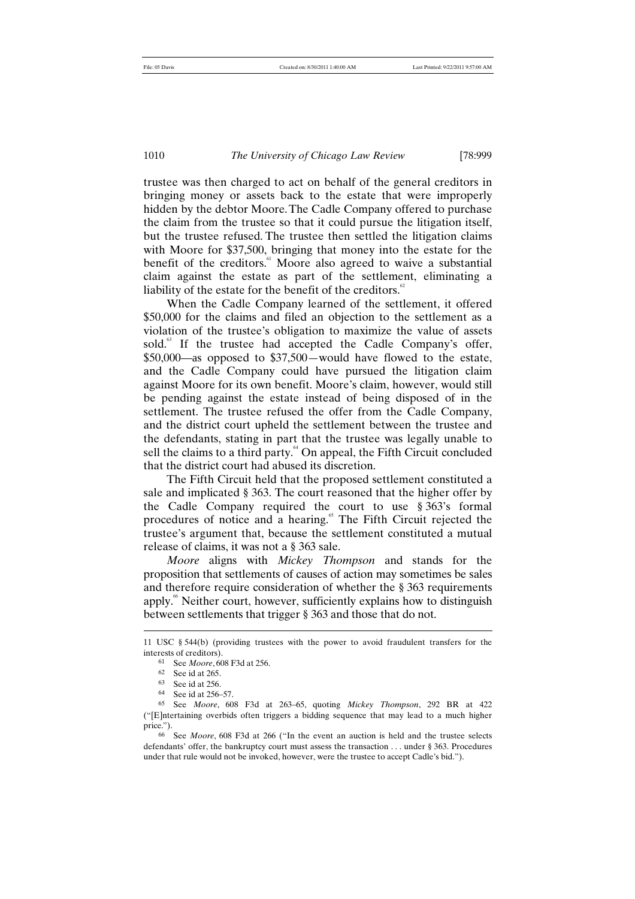trustee was then charged to act on behalf of the general creditors in bringing money or assets back to the estate that were improperly hidden by the debtor Moore. The Cadle Company offered to purchase the claim from the trustee so that it could pursue the litigation itself, but the trustee refused. The trustee then settled the litigation claims with Moore for $37,500, bringing that money into the estate for the benefit of the creditors.[61] Moore also agreed to waive a substantial claim against the estate as part of the settlement, eliminating a liability of the estate for the benefit of the creditors.[62]

When the Cadle Company learned of the settlement, it offered $50,000 for the claims and filed an objection to the settlement as a violation of the trustee's obligation to maximize the value of assets sold.[63] If the trustee had accepted the Cadle Company's offer, $50,000—as opposed to $37,500—would have flowed to the estate, and the Cadle Company could have pursued the litigation claim against Moore for its own benefit. Moore's claim, however, would still be pending against the estate instead of being disposed of in the settlement. The trustee refused the offer from the Cadle Company, and the district court upheld the settlement between the trustee and the defendants, stating in part that the trustee was legally unable to sell the claims to a third party.[64] On appeal, the Fifth Circuit concluded that the district court had abused its discretion.

The Fifth Circuit held that the proposed settlement constituted a sale and implicated § 363. The court reasoned that the higher offer by the Cadle Company required the court to use § 363's formal procedures of notice and a hearing.[65] The Fifth Circuit rejected the trustee's argument that, because the settlement constituted a mutual release of claims, it was not a § 363 sale.

*Moore* aligns with *Mickey Thompson* and stands for the proposition that settlements of causes of action may sometimes be sales and therefore require consideration of whether the § 363 requirements apply.[66] Neither court, however, sufficiently explains how to distinguish between settlements that trigger § 363 and those that do not.

---

11 USC § 544(b) (providing trustees with the power to avoid fraudulent transfers for the interests of creditors).

61 See *Moore*, 608 F3d at 256.

62 See id at 265.

63 See id at 256.

64 See id at 256–57.

65 See *Moore*, 608 F3d at 263–65, quoting *Mickey Thompson*, 292 BR at 422 ("[E]ntertaining overbids often triggers a bidding sequence that may lead to a much higher price.").

66 See *Moore*, 608 F3d at 266 ("In the event an auction is held and the trustee selects defendants' offer, the bankruptcy court must assess the transaction . . . under § 363. Procedures under that rule would not be invoked, however, were the trustee to accept Cadle's bid.").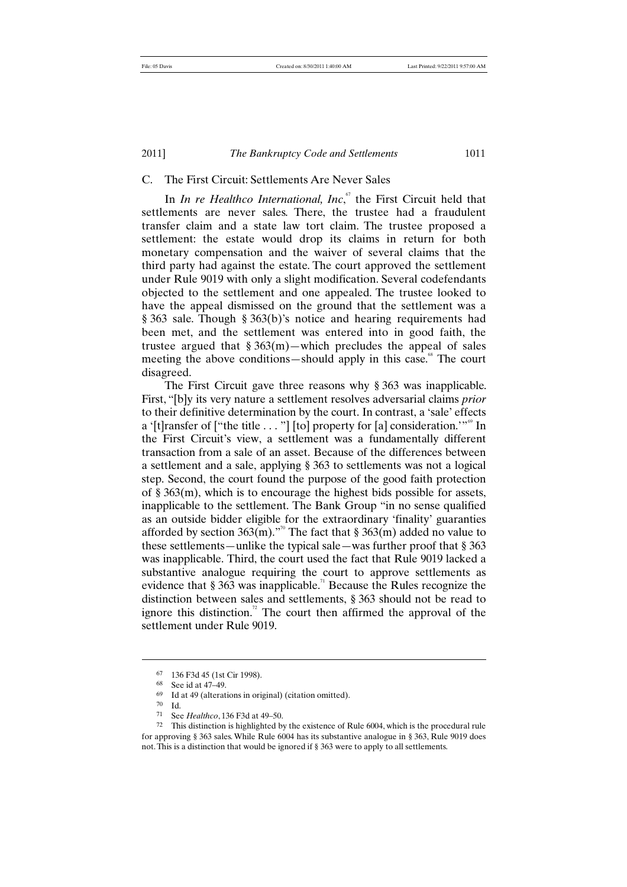### C. The First Circuit: Settlements Are Never Sales

In *In re Healthco International, Inc*,[67] the First Circuit held that settlements are never sales. There, the trustee had a fraudulent transfer claim and a state law tort claim. The trustee proposed a settlement: the estate would drop its claims in return for both monetary compensation and the waiver of several claims that the third party had against the estate. The court approved the settlement under Rule 9019 with only a slight modification. Several codefendants objected to the settlement and one appealed. The trustee looked to have the appeal dismissed on the ground that the settlement was a § 363 sale. Though § 363(b)'s notice and hearing requirements had been met, and the settlement was entered into in good faith, the trustee argued that § 363(m)—which precludes the appeal of sales meeting the above conditions—should apply in this case.[68] The court disagreed.

The First Circuit gave three reasons why § 363 was inapplicable. First, "[b]y its very nature a settlement resolves adversarial claims *prior* to their definitive determination by the court. In contrast, a 'sale' effects a '[t]ransfer of ["the title . . . "] [to] property for [a] consideration.'"[69] In the First Circuit's view, a settlement was a fundamentally different transaction from a sale of an asset. Because of the differences between a settlement and a sale, applying § 363 to settlements was not a logical step. Second, the court found the purpose of the good faith protection of § 363(m), which is to encourage the highest bids possible for assets, inapplicable to the settlement. The Bank Group "in no sense qualified as an outside bidder eligible for the extraordinary 'finality' guaranties afforded by section 363(m)."[70] The fact that § 363(m) added no value to these settlements—unlike the typical sale—was further proof that § 363 was inapplicable. Third, the court used the fact that Rule 9019 lacked a substantive analogue requiring the court to approve settlements as evidence that § 363 was inapplicable.[71] Because the Rules recognize the distinction between sales and settlements, § 363 should not be read to ignore this distinction.[72] The court then affirmed the approval of the settlement under Rule 9019.

---

[67] 136 F3d 45 (1st Cir 1998).

[68] See id at 47–49.

[69] Id at 49 (alterations in original) (citation omitted).

[70] Id.

[71] See *Healthco*, 136 F3d at 49–50.

[72] This distinction is highlighted by the existence of Rule 6004, which is the procedural rule for approving § 363 sales. While Rule 6004 has its substantive analogue in § 363, Rule 9019 does not. This is a distinction that would be ignored if § 363 were to apply to all settlements.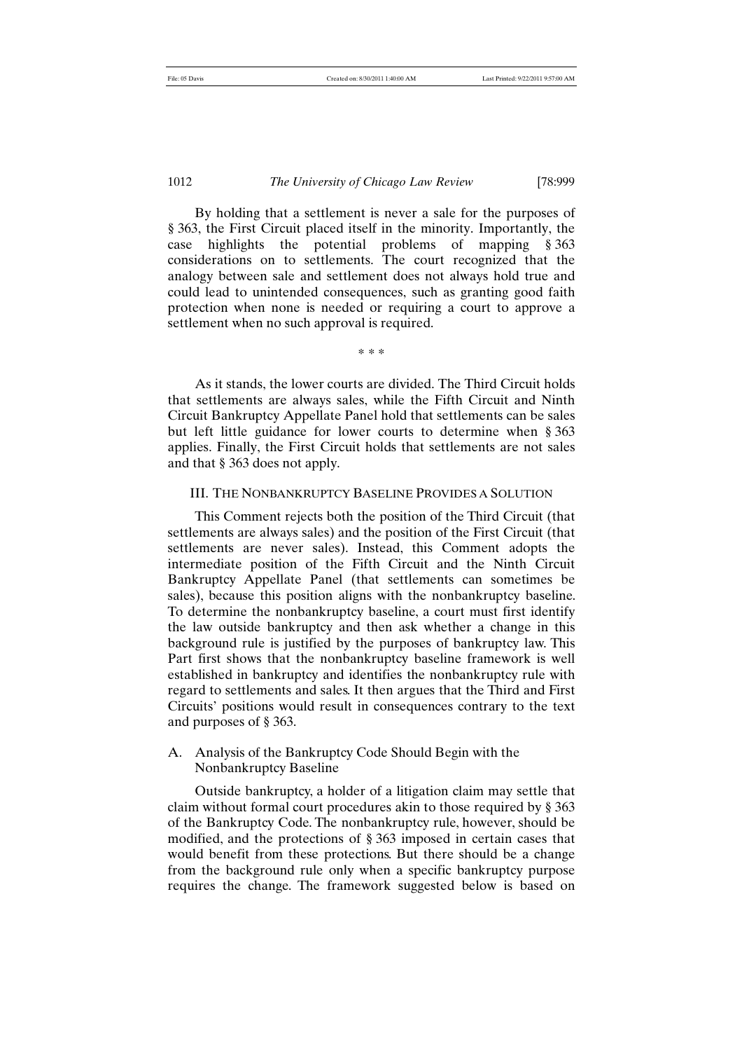By holding that a settlement is never a sale for the purposes of § 363, the First Circuit placed itself in the minority. Importantly, the case highlights the potential problems of mapping § 363 considerations on to settlements. The court recognized that the analogy between sale and settlement does not always hold true and could lead to unintended consequences, such as granting good faith protection when none is needed or requiring a court to approve a settlement when no such approval is required.

\* \* \*

As it stands, the lower courts are divided. The Third Circuit holds that settlements are always sales, while the Fifth Circuit and Ninth Circuit Bankruptcy Appellate Panel hold that settlements can be sales but left little guidance for lower courts to determine when § 363 applies. Finally, the First Circuit holds that settlements are not sales and that § 363 does not apply.

## III. The Nonbankruptcy Baseline Provides a Solution

This Comment rejects both the position of the Third Circuit (that settlements are always sales) and the position of the First Circuit (that settlements are never sales). Instead, this Comment adopts the intermediate position of the Fifth Circuit and the Ninth Circuit Bankruptcy Appellate Panel (that settlements can sometimes be sales), because this position aligns with the nonbankruptcy baseline. To determine the nonbankruptcy baseline, a court must first identify the law outside bankruptcy and then ask whether a change in this background rule is justified by the purposes of bankruptcy law. This Part first shows that the nonbankruptcy baseline framework is well established in bankruptcy and identifies the nonbankruptcy rule with regard to settlements and sales. It then argues that the Third and First Circuits' positions would result in consequences contrary to the text and purposes of § 363.

### A. Analysis of the Bankruptcy Code Should Begin with the Nonbankruptcy Baseline

Outside bankruptcy, a holder of a litigation claim may settle that claim without formal court procedures akin to those required by § 363 of the Bankruptcy Code. The nonbankruptcy rule, however, should be modified, and the protections of § 363 imposed in certain cases that would benefit from these protections. But there should be a change from the background rule only when a specific bankruptcy purpose requires the change. The framework suggested below is based on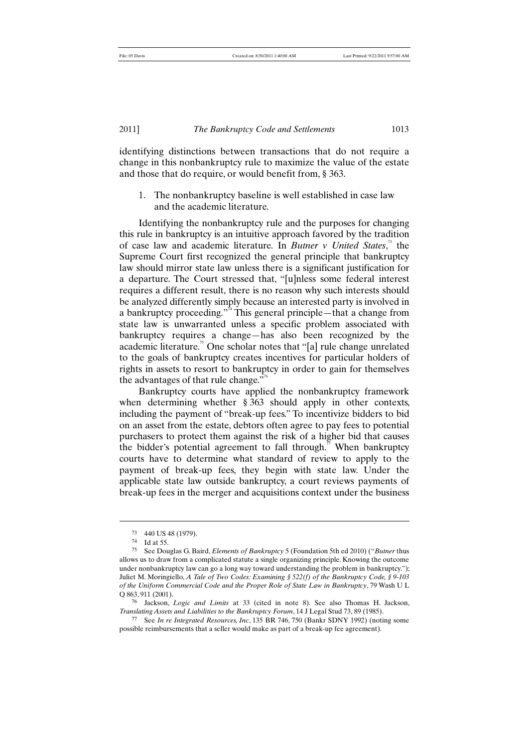identifying distinctions between transactions that do not require a change in this nonbankruptcy rule to maximize the value of the estate and those that do require, or would benefit from, § 363.

1. The nonbankruptcy baseline is well established in case law and the academic literature.

Identifying the nonbankruptcy rule and the purposes for changing this rule in bankruptcy is an intuitive approach favored by the tradition of case law and academic literature. In *Butner v United States*,[73] the Supreme Court first recognized the general principle that bankruptcy law should mirror state law unless there is a significant justification for a departure. The Court stressed that, "[u]nless some federal interest requires a different result, there is no reason why such interests should be analyzed differently simply because an interested party is involved in a bankruptcy proceeding."[74] This general principle—that a change from state law is unwarranted unless a specific problem associated with bankruptcy requires a change—has also been recognized by the academic literature.[75] One scholar notes that "[a] rule change unrelated to the goals of bankruptcy creates incentives for particular holders of rights in assets to resort to bankruptcy in order to gain for themselves the advantages of that rule change."[76]

Bankruptcy courts have applied the nonbankruptcy framework when determining whether § 363 should apply in other contexts, including the payment of "break-up fees." To incentivize bidders to bid on an asset from the estate, debtors often agree to pay fees to potential purchasers to protect them against the risk of a higher bid that causes the bidder's potential agreement to fall through.[77] When bankruptcy courts have to determine what standard of review to apply to the payment of break-up fees, they begin with state law. Under the applicable state law outside bankruptcy, a court reviews payments of break-up fees in the merger and acquisitions context under the business

---

[73] 440 US 48 (1979).

[74] Id at 55.

[75] See Douglas G. Baird, *Elements of Bankruptcy* 5 (Foundation 5th ed 2010) ("*Butner* thus allows us to draw from a complicated statute a single organizing principle. Knowing the outcome under nonbankruptcy law can go a long way toward understanding the problem in bankruptcy."); Juliet M. Moringiello, *A Tale of Two Codes: Examining § 522(f) of the Bankruptcy Code, § 9-103 of the Uniform Commercial Code and the Proper Role of State Law in Bankruptcy*, 79 Wash U L Q 863, 911 (2001).

[76] Jackson, *Logic and Limits* at 33 (cited in note 8). See also Thomas H. Jackson, *Translating Assets and Liabilities to the Bankruptcy Forum*, 14 J Legal Stud 73, 89 (1985).

[77] See *In re Integrated Resources, Inc*, 135 BR 746, 750 (Bankr SDNY 1992) (noting some possible reimbursements that a seller would make as part of a break-up fee agreement).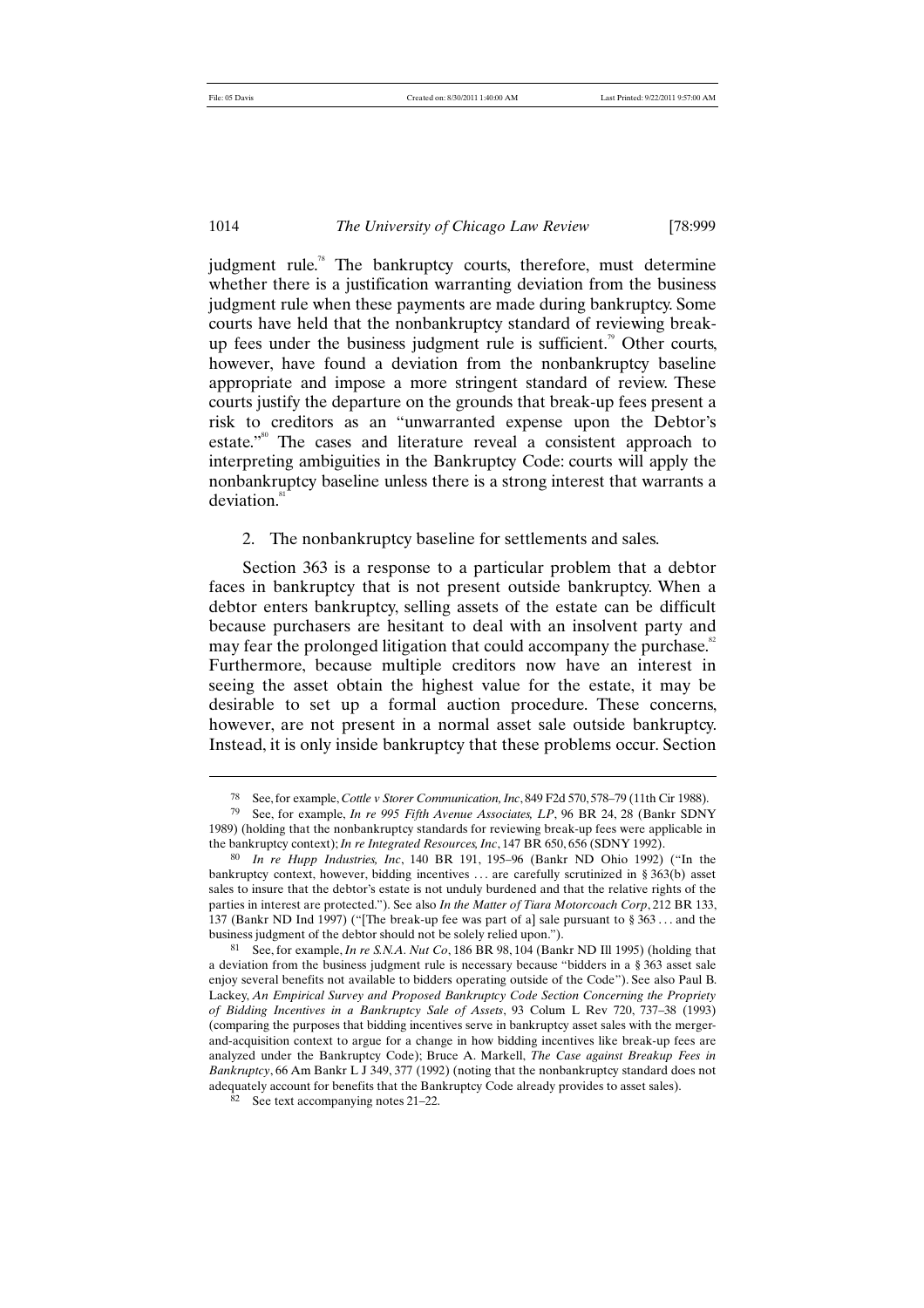judgment rule.[78] The bankruptcy courts, therefore, must determine whether there is a justification warranting deviation from the business judgment rule when these payments are made during bankruptcy. Some courts have held that the nonbankruptcy standard of reviewing break-up fees under the business judgment rule is sufficient.[79] Other courts, however, have found a deviation from the nonbankruptcy baseline appropriate and impose a more stringent standard of review. These courts justify the departure on the grounds that break-up fees present a risk to creditors as an "unwarranted expense upon the Debtor's estate."[80] The cases and literature reveal a consistent approach to interpreting ambiguities in the Bankruptcy Code: courts will apply the nonbankruptcy baseline unless there is a strong interest that warrants a deviation.[81]

2. The nonbankruptcy baseline for settlements and sales.

Section 363 is a response to a particular problem that a debtor faces in bankruptcy that is not present outside bankruptcy. When a debtor enters bankruptcy, selling assets of the estate can be difficult because purchasers are hesitant to deal with an insolvent party and may fear the prolonged litigation that could accompany the purchase.[82] Furthermore, because multiple creditors now have an interest in seeing the asset obtain the highest value for the estate, it may be desirable to set up a formal auction procedure. These concerns, however, are not present in a normal asset sale outside bankruptcy. Instead, it is only inside bankruptcy that these problems occur. Section

---

78 See, for example, *Cottle v Storer Communication, Inc*, 849 F2d 570, 578–79 (11th Cir 1988).

79 See, for example, *In re 995 Fifth Avenue Associates, LP*, 96 BR 24, 28 (Bankr SDNY 1989) (holding that the nonbankruptcy standards for reviewing break-up fees were applicable in the bankruptcy context); *In re Integrated Resources, Inc*, 147 BR 650, 656 (SDNY 1992).

80 *In re Hupp Industries, Inc*, 140 BR 191, 195–96 (Bankr ND Ohio 1992) ("In the bankruptcy context, however, bidding incentives . . . are carefully scrutinized in § 363(b) asset sales to insure that the debtor's estate is not unduly burdened and that the relative rights of the parties in interest are protected."). See also *In the Matter of Tiara Motorcoach Corp*, 212 BR 133, 137 (Bankr ND Ind 1997) ("[The break-up fee was part of a] sale pursuant to § 363 . . . and the business judgment of the debtor should not be solely relied upon.").

81 See, for example, *In re S.N.A. Nut Co*, 186 BR 98, 104 (Bankr ND Ill 1995) (holding that a deviation from the business judgment rule is necessary because "bidders in a § 363 asset sale enjoy several benefits not available to bidders operating outside of the Code"). See also Paul B. Lackey, *An Empirical Survey and Proposed Bankruptcy Code Section Concerning the Propriety of Bidding Incentives in a Bankruptcy Sale of Assets*, 93 Colum L Rev 720, 737–38 (1993) (comparing the purposes that bidding incentives serve in bankruptcy asset sales with the merger-and-acquisition context to argue for a change in how bidding incentives like break-up fees are analyzed under the Bankruptcy Code); Bruce A. Markell, *The Case against Breakup Fees in Bankruptcy*, 66 Am Bankr L J 349, 377 (1992) (noting that the nonbankruptcy standard does not adequately account for benefits that the Bankruptcy Code already provides to asset sales).

82 See text accompanying notes 21–22.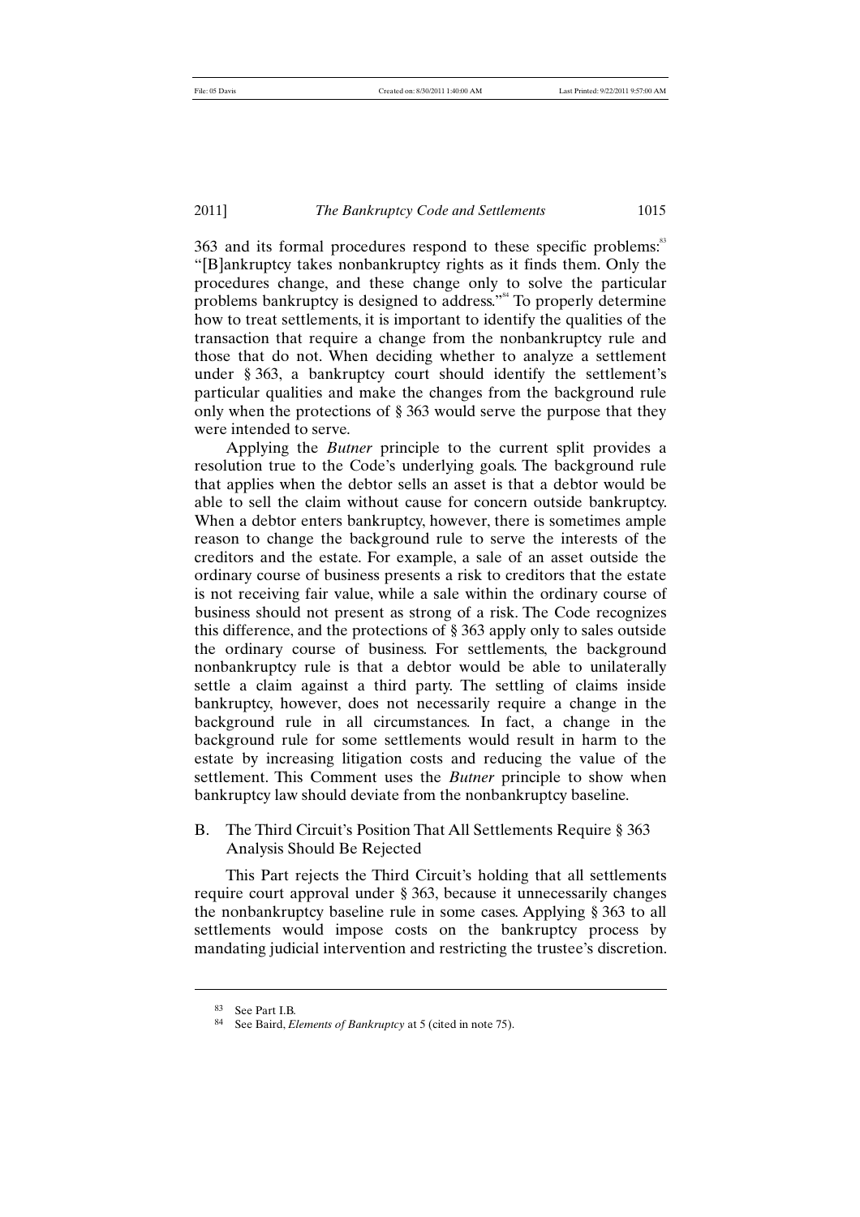363 and its formal procedures respond to these specific problems:[83] "[B]ankruptcy takes nonbankruptcy rights as it finds them. Only the procedures change, and these change only to solve the particular problems bankruptcy is designed to address."[84] To properly determine how to treat settlements, it is important to identify the qualities of the transaction that require a change from the nonbankruptcy rule and those that do not. When deciding whether to analyze a settlement under § 363, a bankruptcy court should identify the settlement's particular qualities and make the changes from the background rule only when the protections of § 363 would serve the purpose that they were intended to serve.

Applying the *Butner* principle to the current split provides a resolution true to the Code's underlying goals. The background rule that applies when the debtor sells an asset is that a debtor would be able to sell the claim without cause for concern outside bankruptcy. When a debtor enters bankruptcy, however, there is sometimes ample reason to change the background rule to serve the interests of the creditors and the estate. For example, a sale of an asset outside the ordinary course of business presents a risk to creditors that the estate is not receiving fair value, while a sale within the ordinary course of business should not present as strong of a risk. The Code recognizes this difference, and the protections of § 363 apply only to sales outside the ordinary course of business. For settlements, the background nonbankruptcy rule is that a debtor would be able to unilaterally settle a claim against a third party. The settling of claims inside bankruptcy, however, does not necessarily require a change in the background rule in all circumstances. In fact, a change in the background rule for some settlements would result in harm to the estate by increasing litigation costs and reducing the value of the settlement. This Comment uses the *Butner* principle to show when bankruptcy law should deviate from the nonbankruptcy baseline.

## B. The Third Circuit's Position That All Settlements Require § 363 Analysis Should Be Rejected

This Part rejects the Third Circuit's holding that all settlements require court approval under § 363, because it unnecessarily changes the nonbankruptcy baseline rule in some cases. Applying § 363 to all settlements would impose costs on the bankruptcy process by mandating judicial intervention and restricting the trustee's discretion.

---

83 See Part I.B.

84 See Baird, *Elements of Bankruptcy* at 5 (cited in note 75).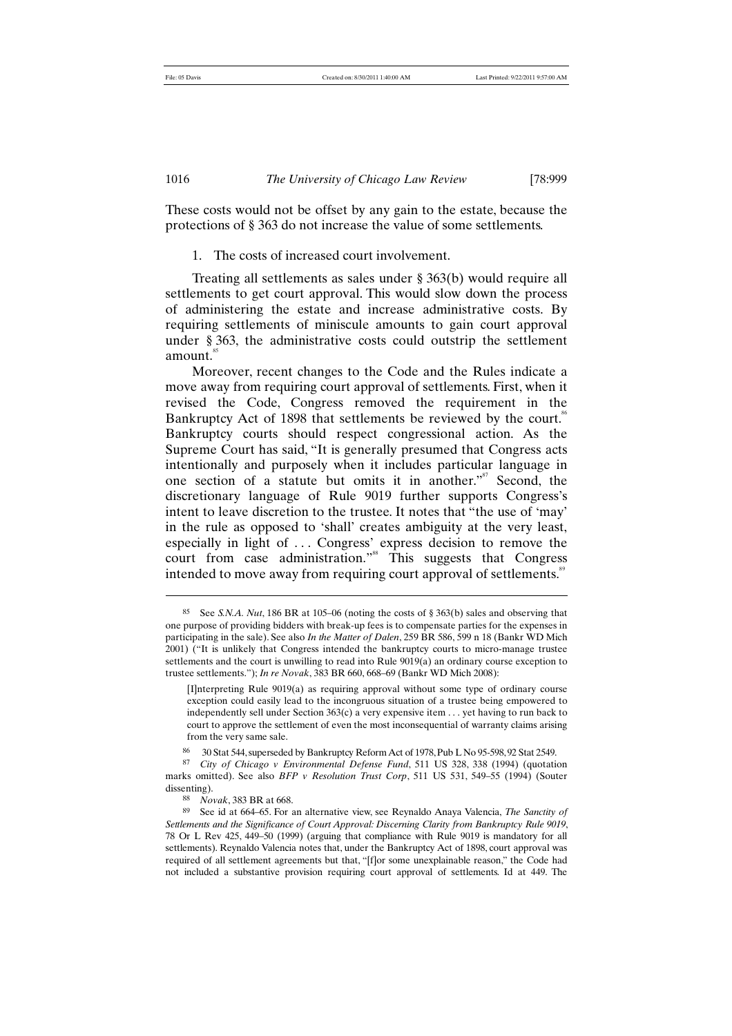These costs would not be offset by any gain to the estate, because the protections of § 363 do not increase the value of some settlements.

1. The costs of increased court involvement.

Treating all settlements as sales under § 363(b) would require all settlements to get court approval. This would slow down the process of administering the estate and increase administrative costs. By requiring settlements of miniscule amounts to gain court approval under § 363, the administrative costs could outstrip the settlement amount.[85]

Moreover, recent changes to the Code and the Rules indicate a move away from requiring court approval of settlements. First, when it revised the Code, Congress removed the requirement in the Bankruptcy Act of 1898 that settlements be reviewed by the court.[86] Bankruptcy courts should respect congressional action. As the Supreme Court has said, "It is generally presumed that Congress acts intentionally and purposely when it includes particular language in one section of a statute but omits it in another."[87] Second, the discretionary language of Rule 9019 further supports Congress's intent to leave discretion to the trustee. It notes that "the use of 'may' in the rule as opposed to 'shall' creates ambiguity at the very least, especially in light of . . . Congress' express decision to remove the court from case administration."[88] This suggests that Congress intended to move away from requiring court approval of settlements.[89]

---

[85] See *S.N.A. Nut*, 186 BR at 105–06 (noting the costs of § 363(b) sales and observing that one purpose of providing bidders with break-up fees is to compensate parties for the expenses in participating in the sale). See also *In the Matter of Dalen*, 259 BR 586, 599 n 18 (Bankr WD Mich 2001) ("It is unlikely that Congress intended the bankruptcy courts to micro-manage trustee settlements and the court is unwilling to read into Rule 9019(a) an ordinary course exception to trustee settlements."); *In re Novak*, 383 BR 660, 668–69 (Bankr WD Mich 2008):

> [I]nterpreting Rule 9019(a) as requiring approval without some type of ordinary course exception could easily lead to the incongruous situation of a trustee being empowered to independently sell under Section 363(c) a very expensive item . . . yet having to run back to court to approve the settlement of even the most inconsequential of warranty claims arising from the very same sale.

[86] 30 Stat 544, superseded by Bankruptcy Reform Act of 1978, Pub L No 95-598, 92 Stat 2549.

[87] *City of Chicago v Environmental Defense Fund*, 511 US 328, 338 (1994) (quotation marks omitted). See also *BFP v Resolution Trust Corp*, 511 US 531, 549–55 (1994) (Souter dissenting).

[88] *Novak*, 383 BR at 668.

[89] See id at 664–65. For an alternative view, see Reynaldo Anaya Valencia, *The Sanctity of Settlements and the Significance of Court Approval: Discerning Clarity from Bankruptcy Rule 9019*, 78 Or L Rev 425, 449–50 (1999) (arguing that compliance with Rule 9019 is mandatory for all settlements). Reynaldo Valencia notes that, under the Bankruptcy Act of 1898, court approval was required of all settlement agreements but that, "[f]or some unexplainable reason," the Code had not included a substantive provision requiring court approval of settlements. Id at 449. The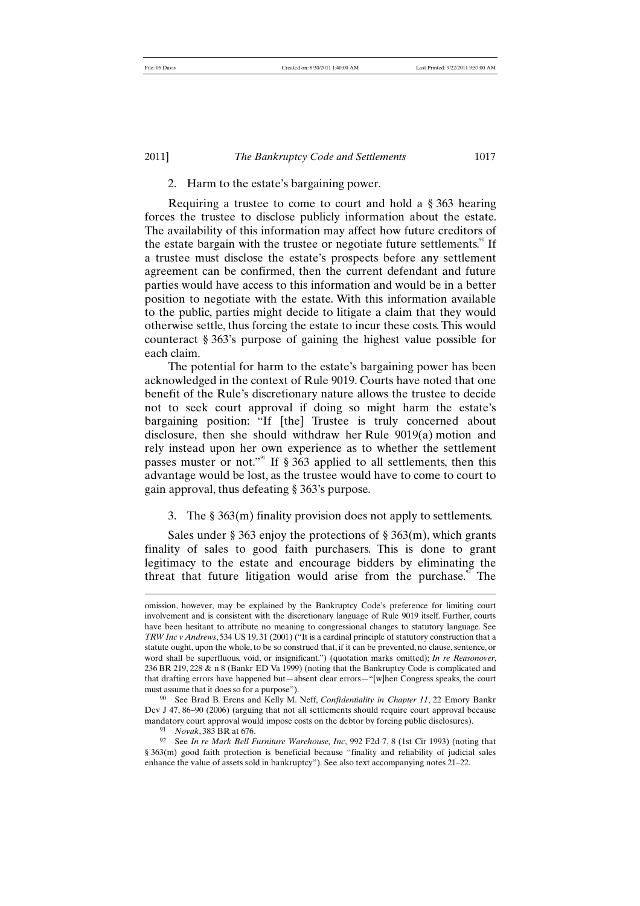2. Harm to the estate's bargaining power.

Requiring a trustee to come to court and hold a § 363 hearing forces the trustee to disclose publicly information about the estate. The availability of this information may affect how future creditors of the estate bargain with the trustee or negotiate future settlements.[90] If a trustee must disclose the estate's prospects before any settlement agreement can be confirmed, then the current defendant and future parties would have access to this information and would be in a better position to negotiate with the estate. With this information available to the public, parties might decide to litigate a claim that they would otherwise settle, thus forcing the estate to incur these costs. This would counteract § 363's purpose of gaining the highest value possible for each claim.

The potential for harm to the estate's bargaining power has been acknowledged in the context of Rule 9019. Courts have noted that one benefit of the Rule's discretionary nature allows the trustee to decide not to seek court approval if doing so might harm the estate's bargaining position: "If [the] Trustee is truly concerned about disclosure, then she should withdraw her Rule 9019(a) motion and rely instead upon her own experience as to whether the settlement passes muster or not."[91] If § 363 applied to all settlements, then this advantage would be lost, as the trustee would have to come to court to gain approval, thus defeating § 363's purpose.

3. The § 363(m) finality provision does not apply to settlements.

Sales under § 363 enjoy the protections of § 363(m), which grants finality of sales to good faith purchasers. This is done to grant legitimacy to the estate and encourage bidders by eliminating the threat that future litigation would arise from the purchase.[92] The

---

omission, however, may be explained by the Bankruptcy Code's preference for limiting court involvement and is consistent with the discretionary language of Rule 9019 itself. Further, courts have been hesitant to attribute no meaning to congressional changes to statutory language. See *TRW Inc v Andrews*, 534 US 19, 31 (2001) ("It is a cardinal principle of statutory construction that a statute ought, upon the whole, to be so construed that, if it can be prevented, no clause, sentence, or word shall be superfluous, void, or insignificant.") (quotation marks omitted); *In re Reasonover*, 236 BR 219, 228 & n 8 (Bankr ED Va 1999) (noting that the Bankruptcy Code is complicated and that drafting errors have happened but—absent clear errors—"[w]hen Congress speaks, the court must assume that it does so for a purpose").

[90] See Brad B. Erens and Kelly M. Neff, *Confidentiality in Chapter 11*, 22 Emory Bankr Dev J 47, 86–90 (2006) (arguing that not all settlements should require court approval because mandatory court approval would impose costs on the debtor by forcing public disclosures).

[91] *Novak*, 383 BR at 676.

[92] See *In re Mark Bell Furniture Warehouse, Inc*, 992 F2d 7, 8 (1st Cir 1993) (noting that § 363(m) good faith protection is beneficial because "finality and reliability of judicial sales enhance the value of assets sold in bankruptcy"). See also text accompanying notes 21–22.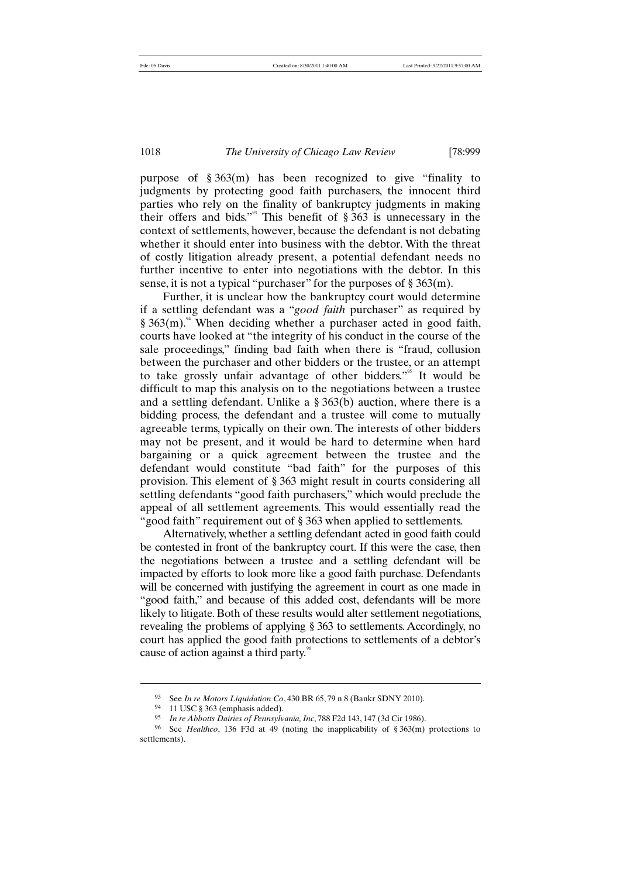purpose of § 363(m) has been recognized to give "finality to judgments by protecting good faith purchasers, the innocent third parties who rely on the finality of bankruptcy judgments in making their offers and bids."[93] This benefit of § 363 is unnecessary in the context of settlements, however, because the defendant is not debating whether it should enter into business with the debtor. With the threat of costly litigation already present, a potential defendant needs no further incentive to enter into negotiations with the debtor. In this sense, it is not a typical "purchaser" for the purposes of § 363(m).

Further, it is unclear how the bankruptcy court would determine if a settling defendant was a "*good faith* purchaser" as required by § 363(m).[94] When deciding whether a purchaser acted in good faith, courts have looked at "the integrity of his conduct in the course of the sale proceedings," finding bad faith when there is "fraud, collusion between the purchaser and other bidders or the trustee, or an attempt to take grossly unfair advantage of other bidders."[95] It would be difficult to map this analysis on to the negotiations between a trustee and a settling defendant. Unlike a § 363(b) auction, where there is a bidding process, the defendant and a trustee will come to mutually agreeable terms, typically on their own. The interests of other bidders may not be present, and it would be hard to determine when hard bargaining or a quick agreement between the trustee and the defendant would constitute "bad faith" for the purposes of this provision. This element of § 363 might result in courts considering all settling defendants "good faith purchasers," which would preclude the appeal of all settlement agreements. This would essentially read the "good faith" requirement out of § 363 when applied to settlements.

Alternatively, whether a settling defendant acted in good faith could be contested in front of the bankruptcy court. If this were the case, then the negotiations between a trustee and a settling defendant will be impacted by efforts to look more like a good faith purchase. Defendants will be concerned with justifying the agreement in court as one made in "good faith," and because of this added cost, defendants will be more likely to litigate. Both of these results would alter settlement negotiations, revealing the problems of applying § 363 to settlements. Accordingly, no court has applied the good faith protections to settlements of a debtor's cause of action against a third party.[96]

---

[93] See *In re Motors Liquidation Co*, 430 BR 65, 79 n 8 (Bankr SDNY 2010).

[94] 11 USC § 363 (emphasis added).

[95] *In re Abbotts Dairies of Pennsylvania, Inc*, 788 F2d 143, 147 (3d Cir 1986).

[96] See *Healthco*, 136 F3d at 49 (noting the inapplicability of § 363(m) protections to settlements).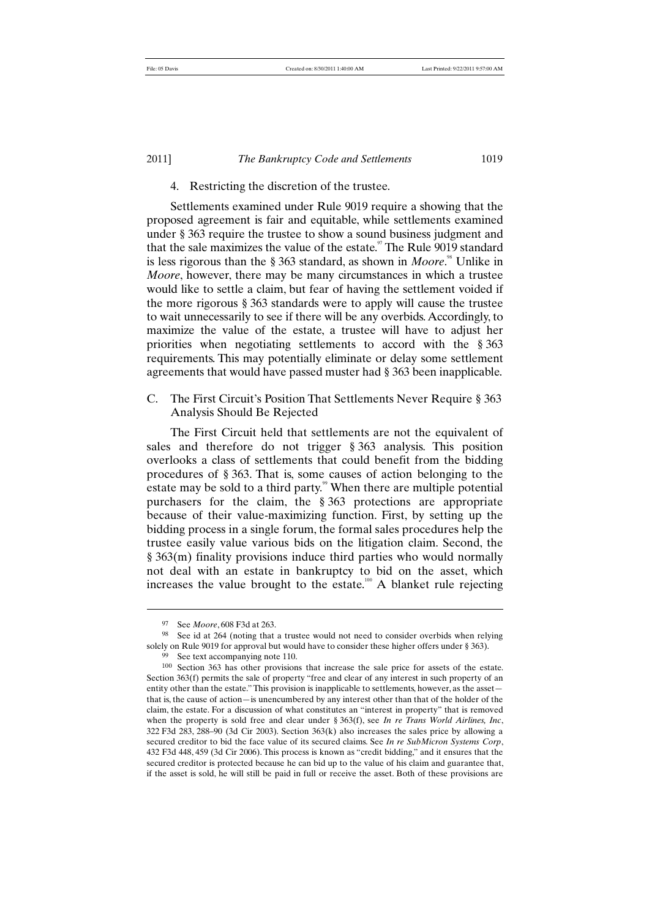4. Restricting the discretion of the trustee.

Settlements examined under Rule 9019 require a showing that the proposed agreement is fair and equitable, while settlements examined under § 363 require the trustee to show a sound business judgment and that the sale maximizes the value of the estate.[97] The Rule 9019 standard is less rigorous than the § 363 standard, as shown in *Moore*.[98] Unlike in *Moore*, however, there may be many circumstances in which a trustee would like to settle a claim, but fear of having the settlement voided if the more rigorous § 363 standards were to apply will cause the trustee to wait unnecessarily to see if there will be any overbids. Accordingly, to maximize the value of the estate, a trustee will have to adjust her priorities when negotiating settlements to accord with the § 363 requirements. This may potentially eliminate or delay some settlement agreements that would have passed muster had § 363 been inapplicable.

### C. The First Circuit's Position That Settlements Never Require § 363 Analysis Should Be Rejected

The First Circuit held that settlements are not the equivalent of sales and therefore do not trigger § 363 analysis. This position overlooks a class of settlements that could benefit from the bidding procedures of § 363. That is, some causes of action belonging to the estate may be sold to a third party.[99] When there are multiple potential purchasers for the claim, the § 363 protections are appropriate because of their value-maximizing function. First, by setting up the bidding process in a single forum, the formal sales procedures help the trustee easily value various bids on the litigation claim. Second, the § 363(m) finality provisions induce third parties who would normally not deal with an estate in bankruptcy to bid on the asset, which increases the value brought to the estate.[100] A blanket rule rejecting

---

[97] See *Moore*, 608 F3d at 263.

[98] See id at 264 (noting that a trustee would not need to consider overbids when relying solely on Rule 9019 for approval but would have to consider these higher offers under § 363).

[99] See text accompanying note 110.

[100] Section 363 has other provisions that increase the sale price for assets of the estate. Section 363(f) permits the sale of property "free and clear of any interest in such property of an entity other than the estate." This provision is inapplicable to settlements, however, as the asset—that is, the cause of action—is unencumbered by any interest other than that of the holder of the claim, the estate. For a discussion of what constitutes an "interest in property" that is removed when the property is sold free and clear under § 363(f), see *In re Trans World Airlines, Inc*, 322 F3d 283, 288–90 (3d Cir 2003). Section 363(k) also increases the sales price by allowing a secured creditor to bid the face value of its secured claims. See *In re SubMicron Systems Corp*, 432 F3d 448, 459 (3d Cir 2006). This process is known as "credit bidding," and it ensures that the secured creditor is protected because he can bid up to the value of his claim and guarantee that, if the asset is sold, he will still be paid in full or receive the asset. Both of these provisions are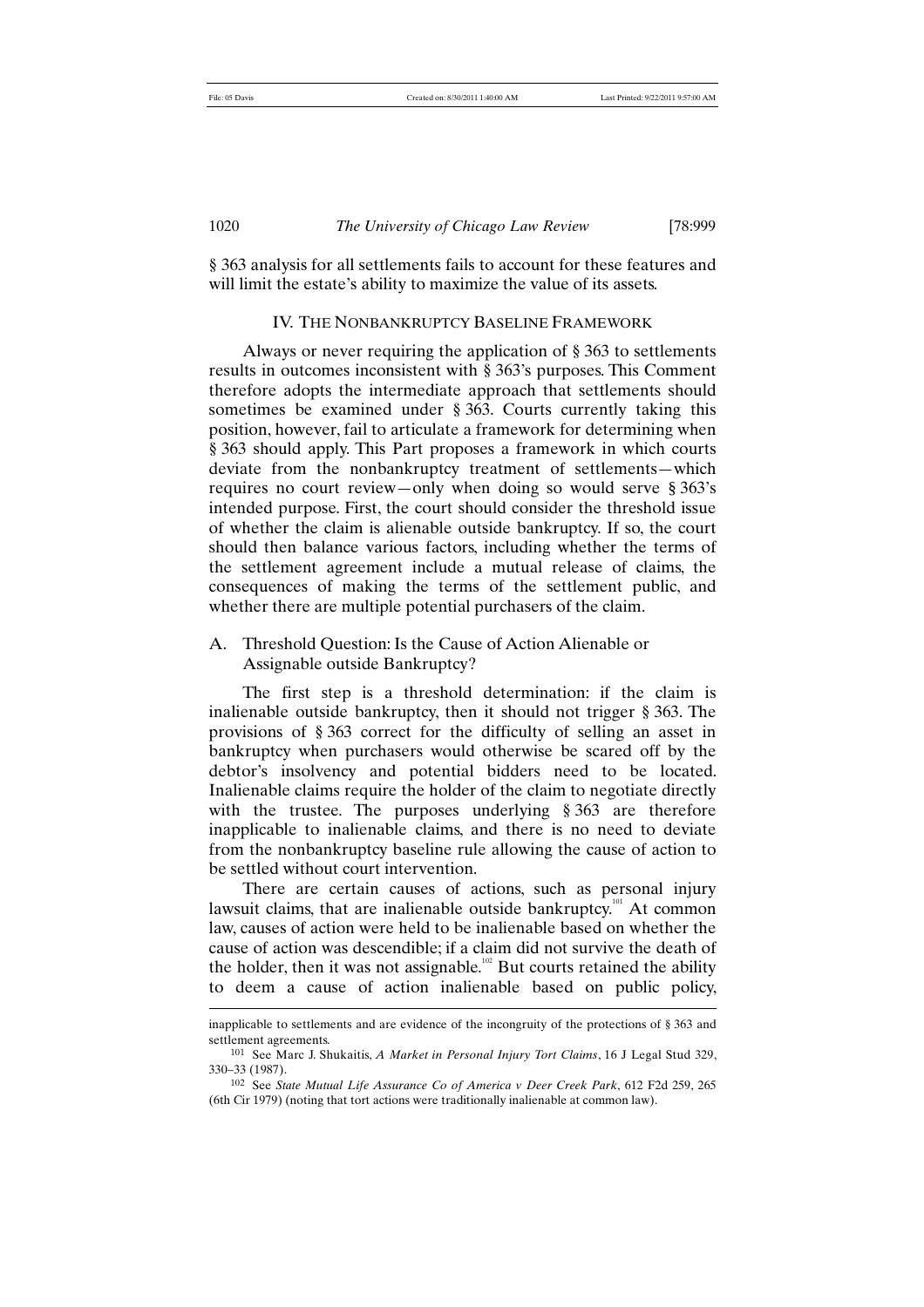§ 363 analysis for all settlements fails to account for these features and will limit the estate's ability to maximize the value of its assets.

## IV. THE NONBANKRUPTCY BASELINE FRAMEWORK

Always or never requiring the application of § 363 to settlements results in outcomes inconsistent with § 363's purposes. This Comment therefore adopts the intermediate approach that settlements should sometimes be examined under § 363. Courts currently taking this position, however, fail to articulate a framework for determining when § 363 should apply. This Part proposes a framework in which courts deviate from the nonbankruptcy treatment of settlements—which requires no court review—only when doing so would serve § 363's intended purpose. First, the court should consider the threshold issue of whether the claim is alienable outside bankruptcy. If so, the court should then balance various factors, including whether the terms of the settlement agreement include a mutual release of claims, the consequences of making the terms of the settlement public, and whether there are multiple potential purchasers of the claim.

### A. Threshold Question: Is the Cause of Action Alienable or Assignable outside Bankruptcy?

The first step is a threshold determination: if the claim is inalienable outside bankruptcy, then it should not trigger § 363. The provisions of § 363 correct for the difficulty of selling an asset in bankruptcy when purchasers would otherwise be scared off by the debtor's insolvency and potential bidders need to be located. Inalienable claims require the holder of the claim to negotiate directly with the trustee. The purposes underlying § 363 are therefore inapplicable to inalienable claims, and there is no need to deviate from the nonbankruptcy baseline rule allowing the cause of action to be settled without court intervention.

There are certain causes of actions, such as personal injury lawsuit claims, that are inalienable outside bankruptcy.[101] At common law, causes of action were held to be inalienable based on whether the cause of action was descendible; if a claim did not survive the death of the holder, then it was not assignable.[102] But courts retained the ability to deem a cause of action inalienable based on public policy,

---

inapplicable to settlements and are evidence of the incongruity of the protections of § 363 and settlement agreements.

[101] See Marc J. Shukaitis, *A Market in Personal Injury Tort Claims*, 16 J Legal Stud 329, 330–33 (1987).

[102] See *State Mutual Life Assurance Co of America v Deer Creek Park*, 612 F2d 259, 265 (6th Cir 1979) (noting that tort actions were traditionally inalienable at common law).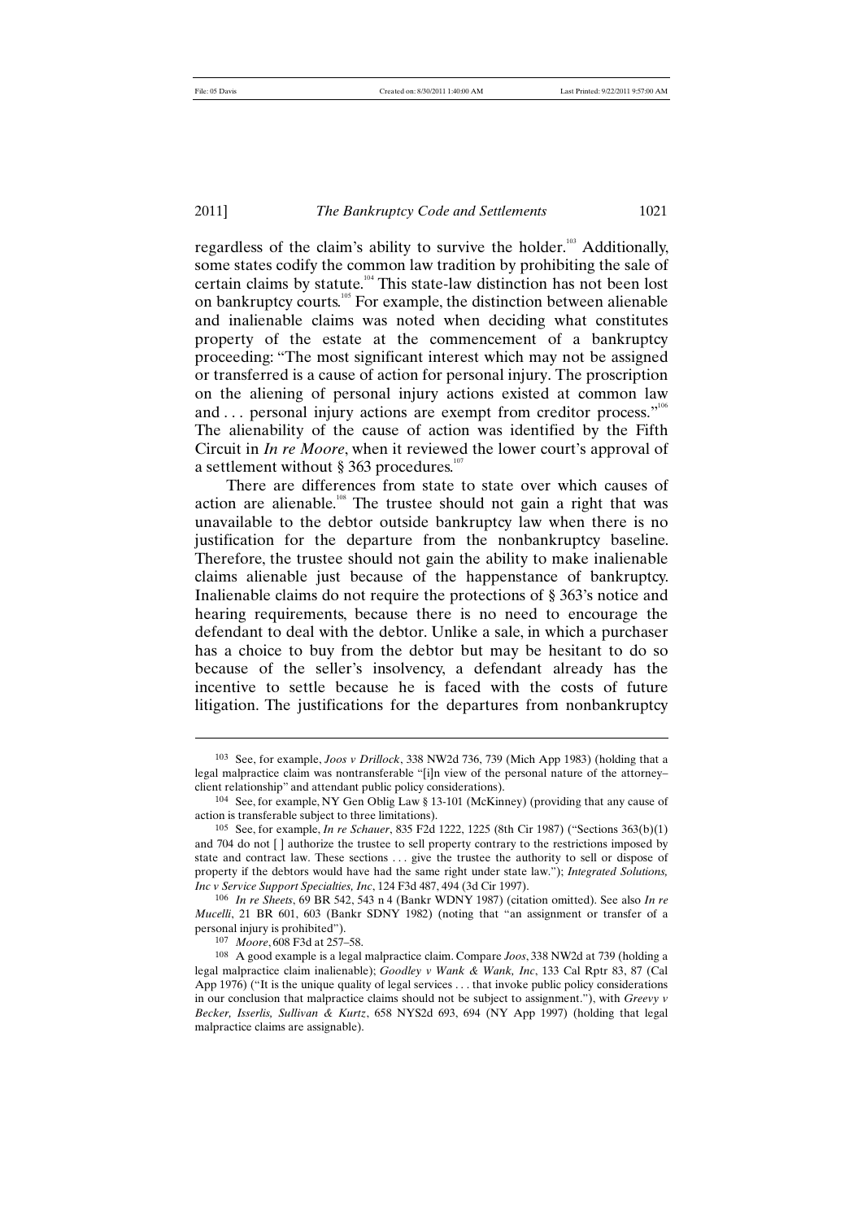regardless of the claim's ability to survive the holder.[103] Additionally, some states codify the common law tradition by prohibiting the sale of certain claims by statute.[104] This state-law distinction has not been lost on bankruptcy courts.[105] For example, the distinction between alienable and inalienable claims was noted when deciding what constitutes property of the estate at the commencement of a bankruptcy proceeding: "The most significant interest which may not be assigned or transferred is a cause of action for personal injury. The proscription on the aliening of personal injury actions existed at common law and . . . personal injury actions are exempt from creditor process."[106] The alienability of the cause of action was identified by the Fifth Circuit in *In re Moore*, when it reviewed the lower court's approval of a settlement without § 363 procedures.[107]

There are differences from state to state over which causes of action are alienable.[108] The trustee should not gain a right that was unavailable to the debtor outside bankruptcy law when there is no justification for the departure from the nonbankruptcy baseline. Therefore, the trustee should not gain the ability to make inalienable claims alienable just because of the happenstance of bankruptcy. Inalienable claims do not require the protections of § 363's notice and hearing requirements, because there is no need to encourage the defendant to deal with the debtor. Unlike a sale, in which a purchaser has a choice to buy from the debtor but may be hesitant to do so because of the seller's insolvency, a defendant already has the incentive to settle because he is faced with the costs of future litigation. The justifications for the departures from nonbankruptcy

---

103 See, for example, *Joos v Drillock*, 338 NW2d 736, 739 (Mich App 1983) (holding that a legal malpractice claim was nontransferable "[i]n view of the personal nature of the attorney–client relationship" and attendant public policy considerations).

104 See, for example, NY Gen Oblig Law § 13-101 (McKinney) (providing that any cause of action is transferable subject to three limitations).

105 See, for example, *In re Schauer*, 835 F2d 1222, 1225 (8th Cir 1987) ("Sections 363(b)(1) and 704 do not [ ] authorize the trustee to sell property contrary to the restrictions imposed by state and contract law. These sections . . . give the trustee the authority to sell or dispose of property if the debtors would have had the same right under state law."); *Integrated Solutions, Inc v Service Support Specialties, Inc*, 124 F3d 487, 494 (3d Cir 1997).

106 *In re Sheets*, 69 BR 542, 543 n 4 (Bankr WDNY 1987) (citation omitted). See also *In re Mucelli*, 21 BR 601, 603 (Bankr SDNY 1982) (noting that "an assignment or transfer of a personal injury is prohibited").

107 *Moore*, 608 F3d at 257–58.

108 A good example is a legal malpractice claim. Compare *Joos*, 338 NW2d at 739 (holding a legal malpractice claim inalienable); *Goodley v Wank & Wank, Inc*, 133 Cal Rptr 83, 87 (Cal App 1976) ("It is the unique quality of legal services . . . that invoke public policy considerations in our conclusion that malpractice claims should not be subject to assignment."), with *Greevy v Becker, Isserlis, Sullivan & Kurtz*, 658 NYS2d 693, 694 (NY App 1997) (holding that legal malpractice claims are assignable).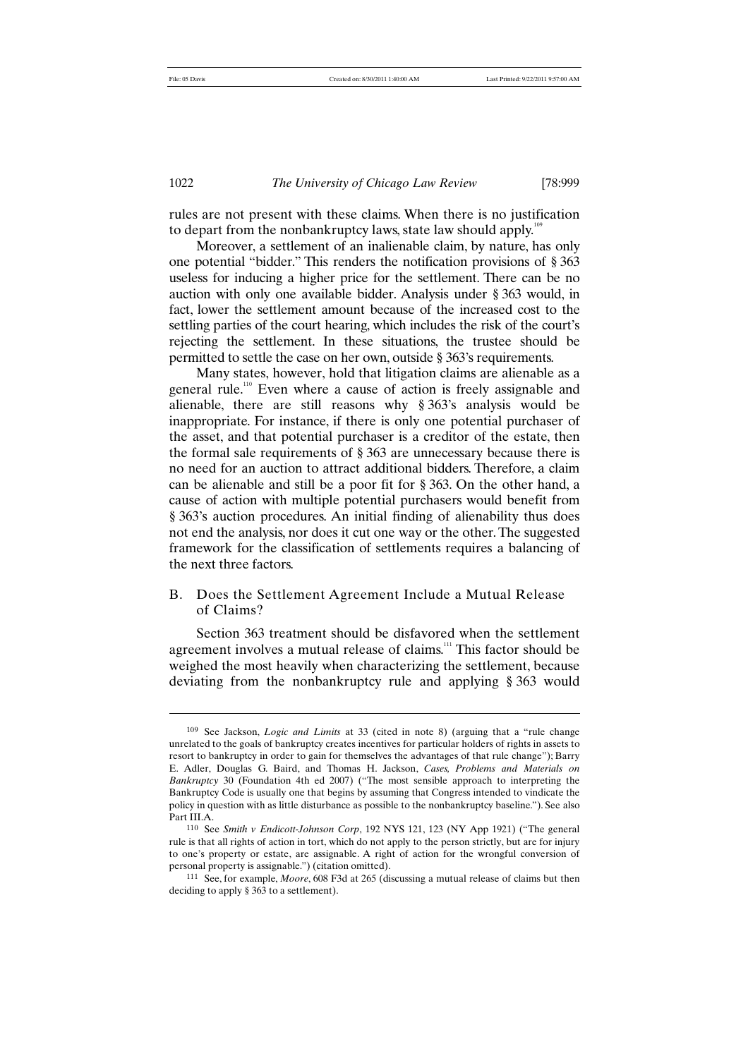rules are not present with these claims. When there is no justification to depart from the nonbankruptcy laws, state law should apply.[109]

Moreover, a settlement of an inalienable claim, by nature, has only one potential "bidder." This renders the notification provisions of § 363 useless for inducing a higher price for the settlement. There can be no auction with only one available bidder. Analysis under § 363 would, in fact, lower the settlement amount because of the increased cost to the settling parties of the court hearing, which includes the risk of the court's rejecting the settlement. In these situations, the trustee should be permitted to settle the case on her own, outside § 363's requirements.

Many states, however, hold that litigation claims are alienable as a general rule.[110] Even where a cause of action is freely assignable and alienable, there are still reasons why § 363's analysis would be inappropriate. For instance, if there is only one potential purchaser of the asset, and that potential purchaser is a creditor of the estate, then the formal sale requirements of § 363 are unnecessary because there is no need for an auction to attract additional bidders. Therefore, a claim can be alienable and still be a poor fit for § 363. On the other hand, a cause of action with multiple potential purchasers would benefit from § 363's auction procedures. An initial finding of alienability thus does not end the analysis, nor does it cut one way or the other. The suggested framework for the classification of settlements requires a balancing of the next three factors.

## B. Does the Settlement Agreement Include a Mutual Release of Claims?

Section 363 treatment should be disfavored when the settlement agreement involves a mutual release of claims.[111] This factor should be weighed the most heavily when characterizing the settlement, because deviating from the nonbankruptcy rule and applying § 363 would

---

109 See Jackson, *Logic and Limits* at 33 (cited in note 8) (arguing that a "rule change unrelated to the goals of bankruptcy creates incentives for particular holders of rights in assets to resort to bankruptcy in order to gain for themselves the advantages of that rule change"); Barry E. Adler, Douglas G. Baird, and Thomas H. Jackson, *Cases, Problems and Materials on Bankruptcy* 30 (Foundation 4th ed 2007) ("The most sensible approach to interpreting the Bankruptcy Code is usually one that begins by assuming that Congress intended to vindicate the policy in question with as little disturbance as possible to the nonbankruptcy baseline."). See also Part III.A.

110 See *Smith v Endicott-Johnson Corp*, 192 NYS 121, 123 (NY App 1921) ("The general rule is that all rights of action in tort, which do not apply to the person strictly, but are for injury to one's property or estate, are assignable. A right of action for the wrongful conversion of personal property is assignable.") (citation omitted).

111 See, for example, *Moore*, 608 F3d at 265 (discussing a mutual release of claims but then deciding to apply § 363 to a settlement).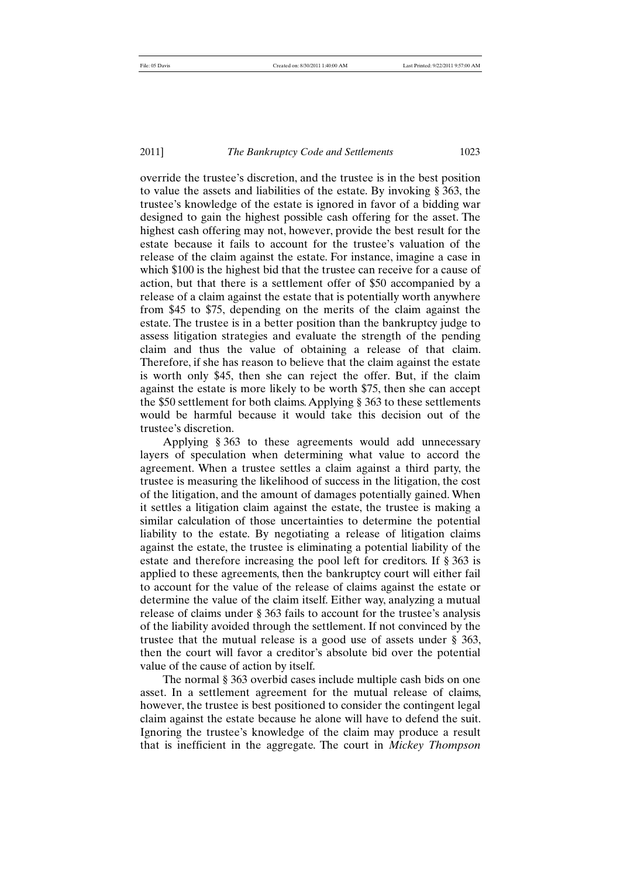override the trustee's discretion, and the trustee is in the best position to value the assets and liabilities of the estate. By invoking § 363, the trustee's knowledge of the estate is ignored in favor of a bidding war designed to gain the highest possible cash offering for the asset. The highest cash offering may not, however, provide the best result for the estate because it fails to account for the trustee's valuation of the release of the claim against the estate. For instance, imagine a case in which $100 is the highest bid that the trustee can receive for a cause of action, but that there is a settlement offer of $50 accompanied by a release of a claim against the estate that is potentially worth anywhere from $45 to $75, depending on the merits of the claim against the estate. The trustee is in a better position than the bankruptcy judge to assess litigation strategies and evaluate the strength of the pending claim and thus the value of obtaining a release of that claim. Therefore, if she has reason to believe that the claim against the estate is worth only $45, then she can reject the offer. But, if the claim against the estate is more likely to be worth $75, then she can accept the $50 settlement for both claims. Applying § 363 to these settlements would be harmful because it would take this decision out of the trustee's discretion.

Applying § 363 to these agreements would add unnecessary layers of speculation when determining what value to accord the agreement. When a trustee settles a claim against a third party, the trustee is measuring the likelihood of success in the litigation, the cost of the litigation, and the amount of damages potentially gained. When it settles a litigation claim against the estate, the trustee is making a similar calculation of those uncertainties to determine the potential liability to the estate. By negotiating a release of litigation claims against the estate, the trustee is eliminating a potential liability of the estate and therefore increasing the pool left for creditors. If § 363 is applied to these agreements, then the bankruptcy court will either fail to account for the value of the release of claims against the estate or determine the value of the claim itself. Either way, analyzing a mutual release of claims under § 363 fails to account for the trustee's analysis of the liability avoided through the settlement. If not convinced by the trustee that the mutual release is a good use of assets under § 363, then the court will favor a creditor's absolute bid over the potential value of the cause of action by itself.

The normal § 363 overbid cases include multiple cash bids on one asset. In a settlement agreement for the mutual release of claims, however, the trustee is best positioned to consider the contingent legal claim against the estate because he alone will have to defend the suit. Ignoring the trustee's knowledge of the claim may produce a result that is inefficient in the aggregate. The court in *Mickey Thompson*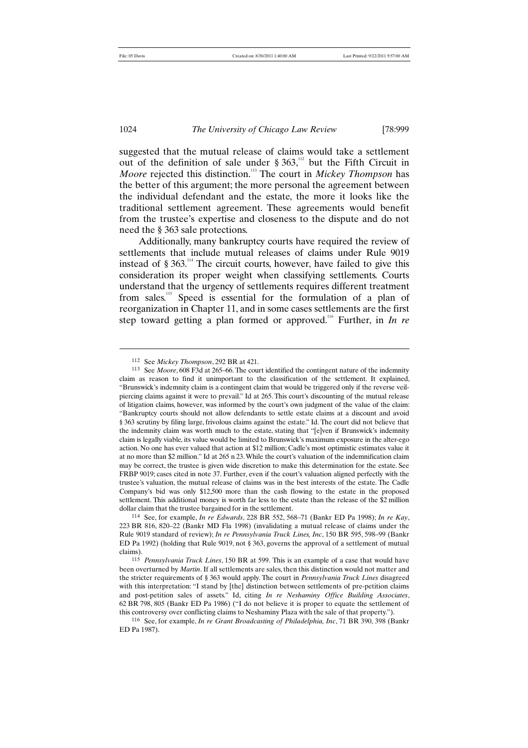suggested that the mutual release of claims would take a settlement out of the definition of sale under § 363,[112] but the Fifth Circuit in *Moore* rejected this distinction.[113] The court in *Mickey Thompson* has the better of this argument; the more personal the agreement between the individual defendant and the estate, the more it looks like the traditional settlement agreement. These agreements would benefit from the trustee's expertise and closeness to the dispute and do not need the § 363 sale protections.

Additionally, many bankruptcy courts have required the review of settlements that include mutual releases of claims under Rule 9019 instead of § 363.[114] The circuit courts, however, have failed to give this consideration its proper weight when classifying settlements. Courts understand that the urgency of settlements requires different treatment from sales.[115] Speed is essential for the formulation of a plan of reorganization in Chapter 11, and in some cases settlements are the first step toward getting a plan formed or approved.[116] Further, in *In re*

---

[112] See *Mickey Thompson*, 292 BR at 421.

[113] See *Moore*, 608 F3d at 265–66. The court identified the contingent nature of the indemnity claim as reason to find it unimportant to the classification of the settlement. It explained, "Brunswick's indemnity claim is a contingent claim that would be triggered only if the reverse veil-piercing claims against it were to prevail." Id at 265. This court's discounting of the mutual release of litigation claims, however, was informed by the court's own judgment of the value of the claim: "Bankruptcy courts should not allow defendants to settle estate claims at a discount and avoid § 363 scrutiny by filing large, frivolous claims against the estate." Id. The court did not believe that the indemnity claim was worth much to the estate, stating that "[e]ven if Brunswick's indemnity claim is legally viable, its value would be limited to Brunswick's maximum exposure in the alter-ego action. No one has ever valued that action at $12 million; Cadle's most optimistic estimates value it at no more than $2 million." Id at 265 n 23. While the court's valuation of the indemnification claim may be correct, the trustee is given wide discretion to make this determination for the estate. See FRBP 9019; cases cited in note 37. Further, even if the court's valuation aligned perfectly with the trustee's valuation, the mutual release of claims was in the best interests of the estate. The Cadle Company's bid was only $12,500 more than the cash flowing to the estate in the proposed settlement. This additional money is worth far less to the estate than the release of the $2 million dollar claim that the trustee bargained for in the settlement.

[114] See, for example, *In re Edwards*, 228 BR 552, 568–71 (Bankr ED Pa 1998); *In re Kay*, 223 BR 816, 820–22 (Bankr MD Fla 1998) (invalidating a mutual release of claims under the Rule 9019 standard of review); *In re Pennsylvania Truck Lines, Inc*, 150 BR 595, 598–99 (Bankr ED Pa 1992) (holding that Rule 9019, not § 363, governs the approval of a settlement of mutual claims).

[115] *Pennsylvania Truck Lines*, 150 BR at 599. This is an example of a case that would have been overturned by *Martin*. If all settlements are sales, then this distinction would not matter and the stricter requirements of § 363 would apply. The court in *Pennsylvania Truck Lines* disagreed with this interpretation: "I stand by [the] distinction between settlements of pre-petition claims and post-petition sales of assets." Id, citing *In re Neshaminy Office Building Associates*, 62 BR 798, 805 (Bankr ED Pa 1986) ("I do not believe it is proper to equate the settlement of this controversy over conflicting claims to Neshaminy Plaza with the sale of that property.").

[116] See, for example, *In re Grant Broadcasting of Philadelphia, Inc*, 71 BR 390, 398 (Bankr ED Pa 1987).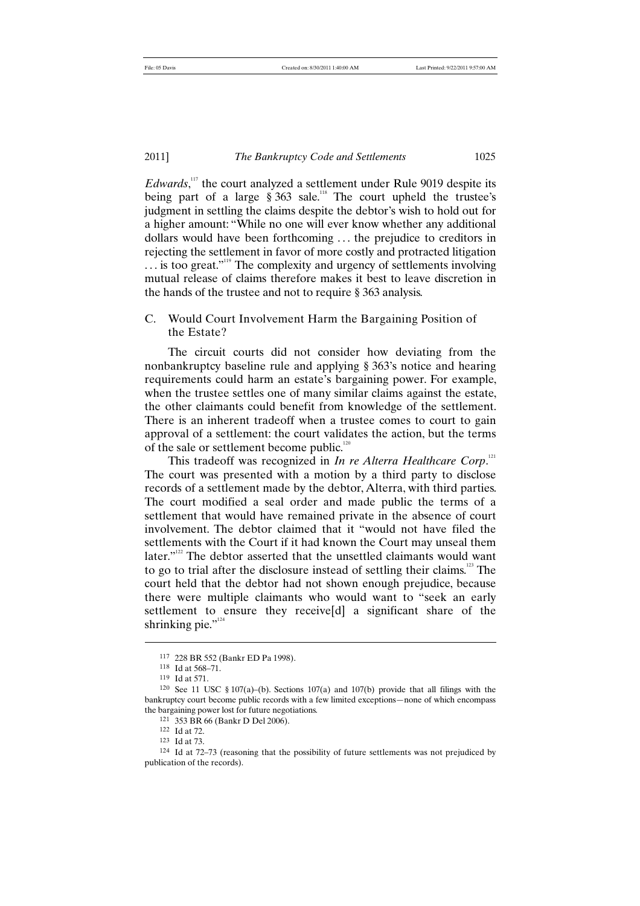*Edwards*,[117] the court analyzed a settlement under Rule 9019 despite its being part of a large § 363 sale.[118] The court upheld the trustee's judgment in settling the claims despite the debtor's wish to hold out for a higher amount: "While no one will ever know whether any additional dollars would have been forthcoming . . . the prejudice to creditors in rejecting the settlement in favor of more costly and protracted litigation . . . is too great."[119] The complexity and urgency of settlements involving mutual release of claims therefore makes it best to leave discretion in the hands of the trustee and not to require § 363 analysis.

### C. Would Court Involvement Harm the Bargaining Position of the Estate?

The circuit courts did not consider how deviating from the nonbankruptcy baseline rule and applying § 363's notice and hearing requirements could harm an estate's bargaining power. For example, when the trustee settles one of many similar claims against the estate, the other claimants could benefit from knowledge of the settlement. There is an inherent tradeoff when a trustee comes to court to gain approval of a settlement: the court validates the action, but the terms of the sale or settlement become public.[120]

This tradeoff was recognized in *In re Alterra Healthcare Corp*.[121] The court was presented with a motion by a third party to disclose records of a settlement made by the debtor, Alterra, with third parties. The court modified a seal order and made public the terms of a settlement that would have remained private in the absence of court involvement. The debtor claimed that it "would not have filed the settlements with the Court if it had known the Court may unseal them later."[122] The debtor asserted that the unsettled claimants would want to go to trial after the disclosure instead of settling their claims.[123] The court held that the debtor had not shown enough prejudice, because there were multiple claimants who would want to "seek an early settlement to ensure they receive[d] a significant share of the shrinking pie."[124]

---

117 228 BR 552 (Bankr ED Pa 1998).

118 Id at 568–71.

119 Id at 571.

120 See 11 USC § 107(a)–(b). Sections 107(a) and 107(b) provide that all filings with the bankruptcy court become public records with a few limited exceptions—none of which encompass the bargaining power lost for future negotiations.

121 353 BR 66 (Bankr D Del 2006).

122 Id at 72.

123 Id at 73.

124 Id at 72–73 (reasoning that the possibility of future settlements was not prejudiced by publication of the records).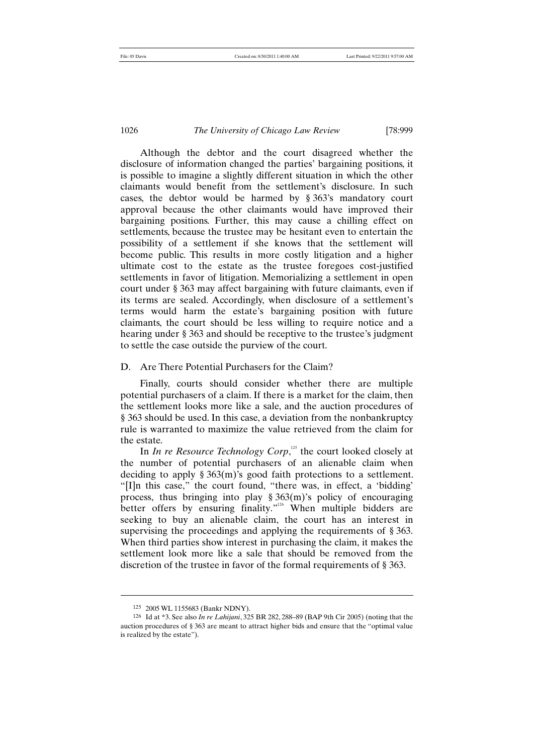Although the debtor and the court disagreed whether the disclosure of information changed the parties' bargaining positions, it is possible to imagine a slightly different situation in which the other claimants would benefit from the settlement's disclosure. In such cases, the debtor would be harmed by § 363's mandatory court approval because the other claimants would have improved their bargaining positions. Further, this may cause a chilling effect on settlements, because the trustee may be hesitant even to entertain the possibility of a settlement if she knows that the settlement will become public. This results in more costly litigation and a higher ultimate cost to the estate as the trustee foregoes cost-justified settlements in favor of litigation. Memorializing a settlement in open court under § 363 may affect bargaining with future claimants, even if its terms are sealed. Accordingly, when disclosure of a settlement's terms would harm the estate's bargaining position with future claimants, the court should be less willing to require notice and a hearing under § 363 and should be receptive to the trustee's judgment to settle the case outside the purview of the court.

### D. Are There Potential Purchasers for the Claim?

Finally, courts should consider whether there are multiple potential purchasers of a claim. If there is a market for the claim, then the settlement looks more like a sale, and the auction procedures of § 363 should be used. In this case, a deviation from the nonbankruptcy rule is warranted to maximize the value retrieved from the claim for the estate.

In *In re Resource Technology Corp*,[125] the court looked closely at the number of potential purchasers of an alienable claim when deciding to apply § 363(m)'s good faith protections to a settlement. "[I]n this case," the court found, "there was, in effect, a 'bidding' process, thus bringing into play § 363(m)'s policy of encouraging better offers by ensuring finality."[126] When multiple bidders are seeking to buy an alienable claim, the court has an interest in supervising the proceedings and applying the requirements of § 363. When third parties show interest in purchasing the claim, it makes the settlement look more like a sale that should be removed from the discretion of the trustee in favor of the formal requirements of § 363.

---

125 2005 WL 1155683 (Bankr NDNY).

126 Id at *3. See also *In re Lahijani*, 325 BR 282, 288–89 (BAP 9th Cir 2005) (noting that the auction procedures of § 363 are meant to attract higher bids and ensure that the "optimal value is realized by the estate").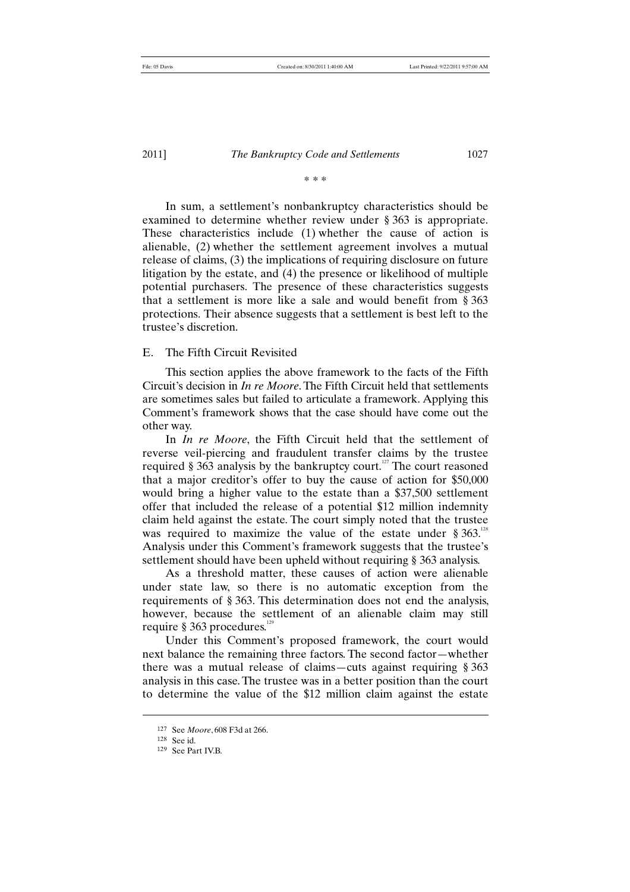\* \* \*

In sum, a settlement's nonbankruptcy characteristics should be examined to determine whether review under § 363 is appropriate. These characteristics include (1) whether the cause of action is alienable, (2) whether the settlement agreement involves a mutual release of claims, (3) the implications of requiring disclosure on future litigation by the estate, and (4) the presence or likelihood of multiple potential purchasers. The presence of these characteristics suggests that a settlement is more like a sale and would benefit from § 363 protections. Their absence suggests that a settlement is best left to the trustee's discretion.

## E. The Fifth Circuit Revisited

This section applies the above framework to the facts of the Fifth Circuit's decision in *In re Moore*. The Fifth Circuit held that settlements are sometimes sales but failed to articulate a framework. Applying this Comment's framework shows that the case should have come out the other way.

In *In re Moore*, the Fifth Circuit held that the settlement of reverse veil-piercing and fraudulent transfer claims by the trustee required § 363 analysis by the bankruptcy court.[127] The court reasoned that a major creditor's offer to buy the cause of action for $50,000 would bring a higher value to the estate than a $37,500 settlement offer that included the release of a potential $12 million indemnity claim held against the estate. The court simply noted that the trustee was required to maximize the value of the estate under § 363.[128] Analysis under this Comment's framework suggests that the trustee's settlement should have been upheld without requiring § 363 analysis.

As a threshold matter, these causes of action were alienable under state law, so there is no automatic exception from the requirements of § 363. This determination does not end the analysis, however, because the settlement of an alienable claim may still require § 363 procedures.[129]

Under this Comment's proposed framework, the court would next balance the remaining three factors. The second factor—whether there was a mutual release of claims—cuts against requiring § 363 analysis in this case. The trustee was in a better position than the court to determine the value of the $12 million claim against the estate

---

127 See *Moore*, 608 F3d at 266.

128 See id.

129 See Part IV.B.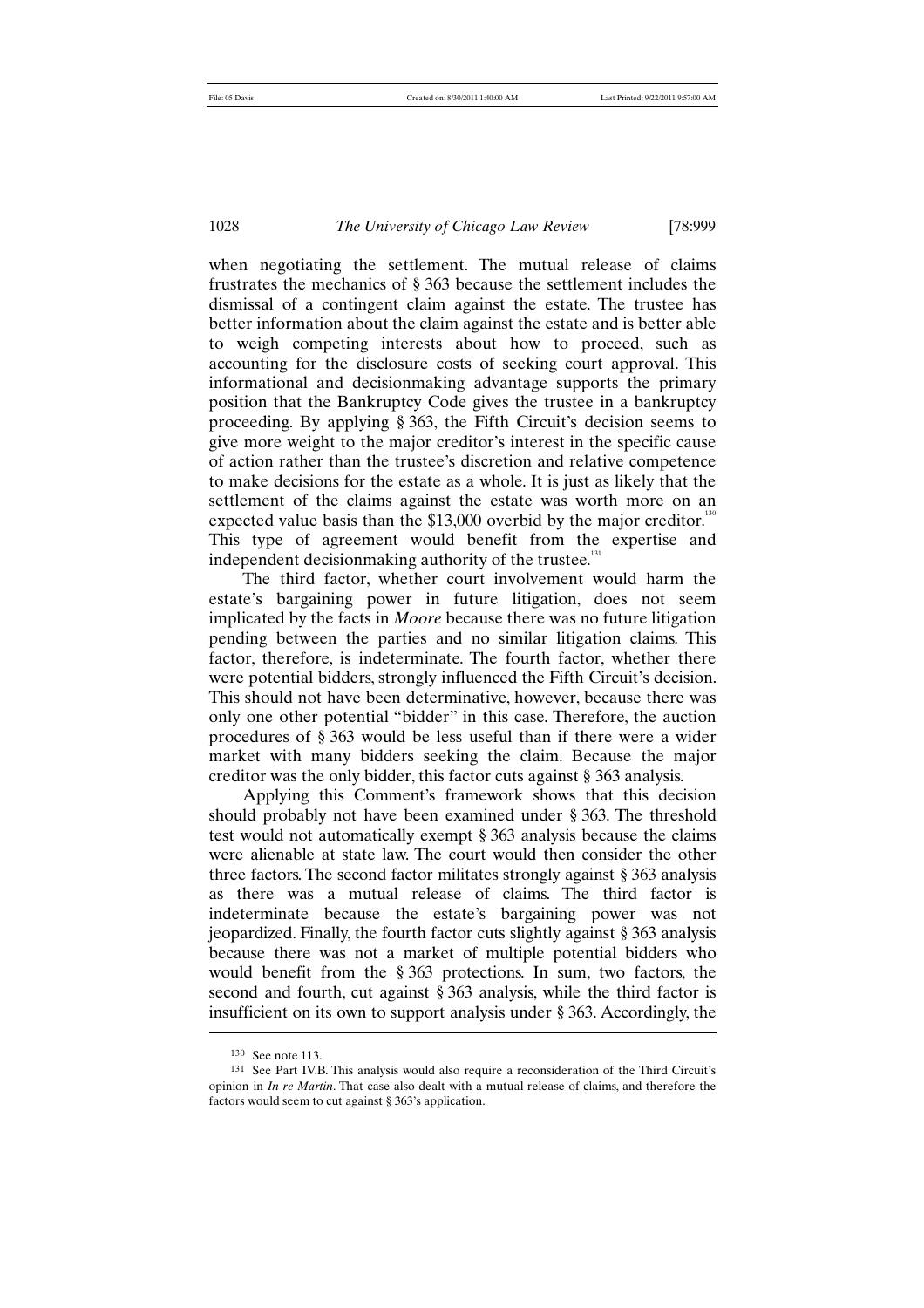when negotiating the settlement. The mutual release of claims frustrates the mechanics of § 363 because the settlement includes the dismissal of a contingent claim against the estate. The trustee has better information about the claim against the estate and is better able to weigh competing interests about how to proceed, such as accounting for the disclosure costs of seeking court approval. This informational and decisionmaking advantage supports the primary position that the Bankruptcy Code gives the trustee in a bankruptcy proceeding. By applying § 363, the Fifth Circuit's decision seems to give more weight to the major creditor's interest in the specific cause of action rather than the trustee's discretion and relative competence to make decisions for the estate as a whole. It is just as likely that the settlement of the claims against the estate was worth more on an expected value basis than the $13,000 overbid by the major creditor.[130] This type of agreement would benefit from the expertise and independent decisionmaking authority of the trustee.[131]

The third factor, whether court involvement would harm the estate's bargaining power in future litigation, does not seem implicated by the facts in *Moore* because there was no future litigation pending between the parties and no similar litigation claims. This factor, therefore, is indeterminate. The fourth factor, whether there were potential bidders, strongly influenced the Fifth Circuit's decision. This should not have been determinative, however, because there was only one other potential "bidder" in this case. Therefore, the auction procedures of § 363 would be less useful than if there were a wider market with many bidders seeking the claim. Because the major creditor was the only bidder, this factor cuts against § 363 analysis.

Applying this Comment's framework shows that this decision should probably not have been examined under § 363. The threshold test would not automatically exempt § 363 analysis because the claims were alienable at state law. The court would then consider the other three factors. The second factor militates strongly against § 363 analysis as there was a mutual release of claims. The third factor is indeterminate because the estate's bargaining power was not jeopardized. Finally, the fourth factor cuts slightly against § 363 analysis because there was not a market of multiple potential bidders who would benefit from the § 363 protections. In sum, two factors, the second and fourth, cut against § 363 analysis, while the third factor is insufficient on its own to support analysis under § 363. Accordingly, the

---

[130] See note 113.

[131] See Part IV.B. This analysis would also require a reconsideration of the Third Circuit's opinion in *In re Martin*. That case also dealt with a mutual release of claims, and therefore the factors would seem to cut against § 363's application.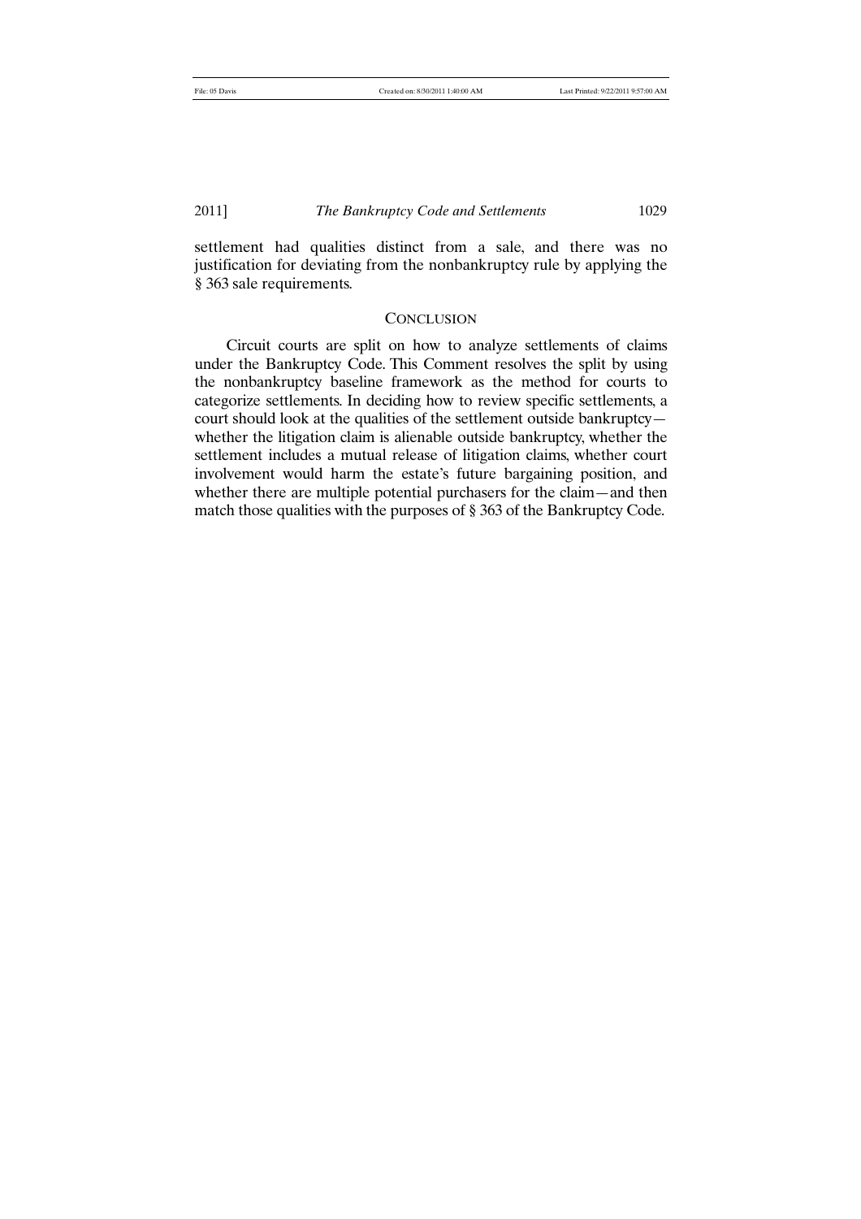settlement had qualities distinct from a sale, and there was no justification for deviating from the nonbankruptcy rule by applying the § 363 sale requirements.

## CONCLUSION

Circuit courts are split on how to analyze settlements of claims under the Bankruptcy Code. This Comment resolves the split by using the nonbankruptcy baseline framework as the method for courts to categorize settlements. In deciding how to review specific settlements, a court should look at the qualities of the settlement outside bankruptcy—whether the litigation claim is alienable outside bankruptcy, whether the settlement includes a mutual release of litigation claims, whether court involvement would harm the estate's future bargaining position, and whether there are multiple potential purchasers for the claim—and then match those qualities with the purposes of § 363 of the Bankruptcy Code.